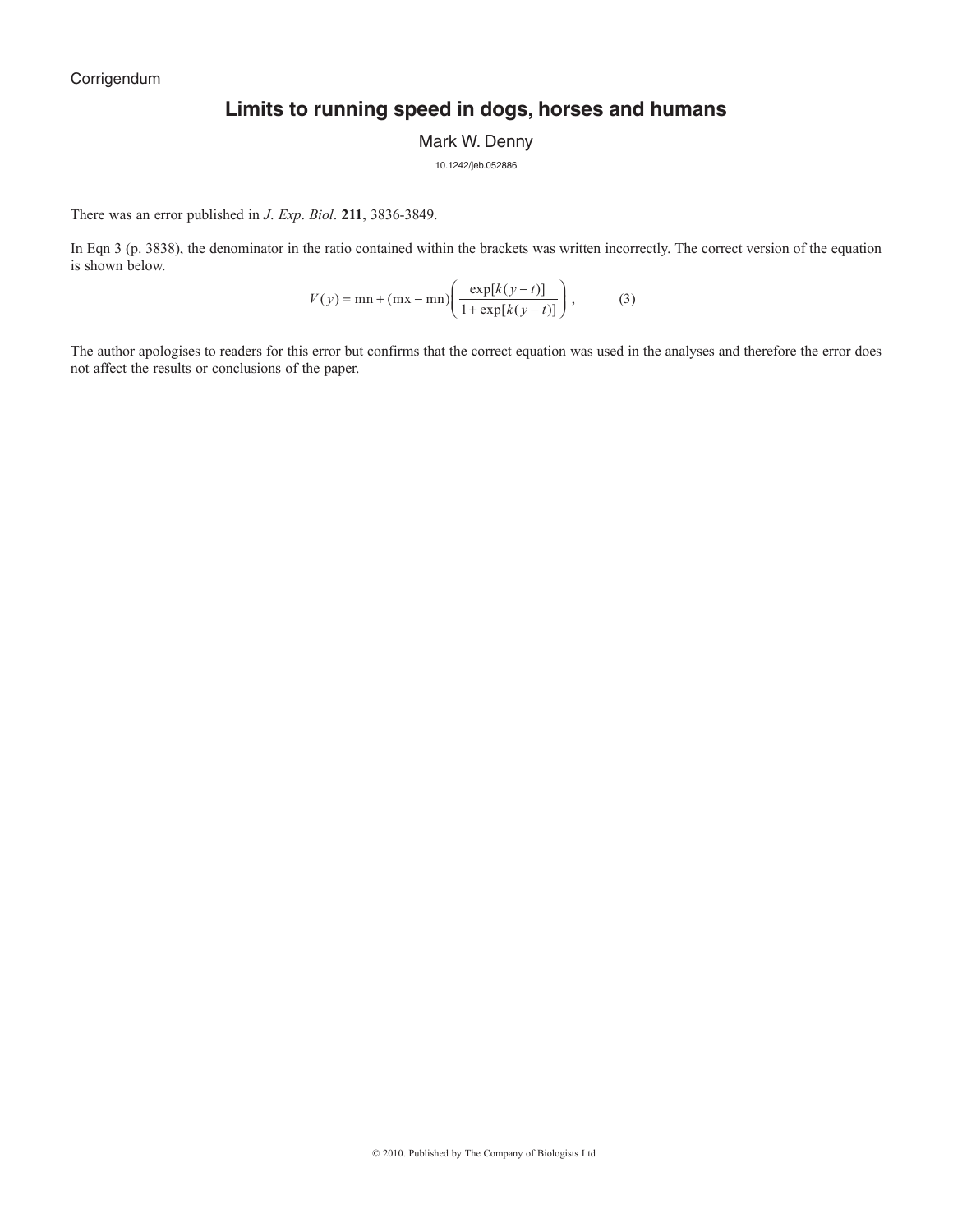Corrigendum

# Limits to running speed in dogs, horses and humans

Mark W. Denny

10.1242/jeb.052886

There was an error published in *J. Exp. Biol.* **211**, 3836-3849.

In Eqn 3 (p. 3838), the denominator in the ratio contained within the brackets was written incorrectly. The correct version of the equation is shown below.

$$V(y) = \mathrm{mn} + (\mathrm{mx} - \mathrm{mn})\left(\frac{\exp[k(y-t)]}{1+\exp[k(y-t)]}\right), \qquad (3)$$

The author apologises to readers for this error but confirms that the correct equation was used in the analyses and therefore the error does not affect the results or conclusions of the paper.

© 2010. Published by The Company of Biologists Ltd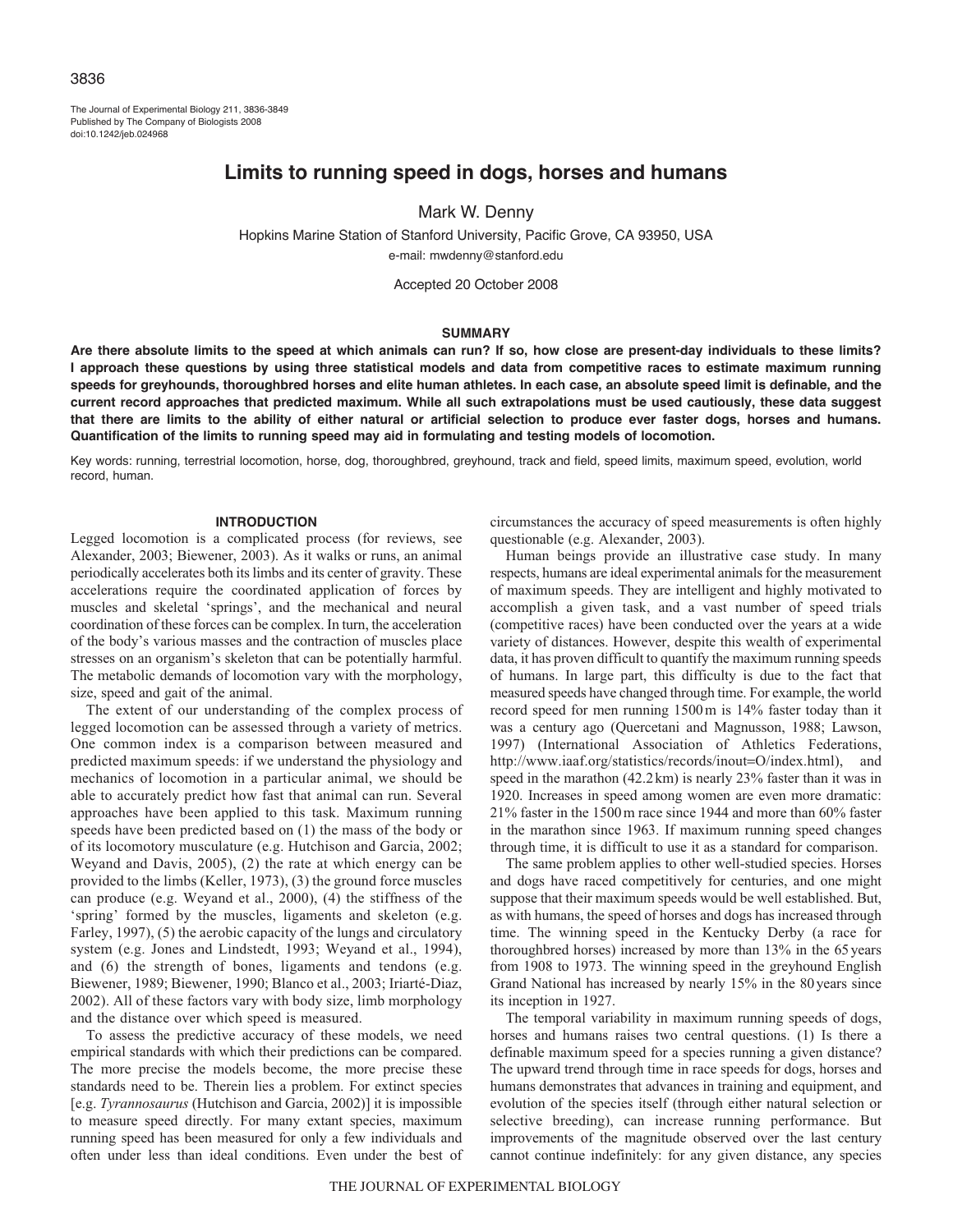# Limits to running speed in dogs, horses and humans

Mark W. Denny

Hopkins Marine Station of Stanford University, Pacific Grove, CA 93950, USA

e-mail: mwdenny@stanford.edu

Accepted 20 October 2008

## SUMMARY

**Are there absolute limits to the speed at which animals can run? If so, how close are present-day individuals to these limits? I approach these questions by using three statistical models and data from competitive races to estimate maximum running speeds for greyhounds, thoroughbred horses and elite human athletes. In each case, an absolute speed limit is definable, and the current record approaches that predicted maximum. While all such extrapolations must be used cautiously, these data suggest that there are limits to the ability of either natural or artificial selection to produce ever faster dogs, horses and humans. Quantification of the limits to running speed may aid in formulating and testing models of locomotion.**

Key words: running, terrestrial locomotion, horse, dog, thoroughbred, greyhound, track and field, speed limits, maximum speed, evolution, world record, human.

## INTRODUCTION

Legged locomotion is a complicated process (for reviews, see Alexander, 2003; Biewener, 2003). As it walks or runs, an animal periodically accelerates both its limbs and its center of gravity. These accelerations require the coordinated application of forces by muscles and skeletal 'springs', and the mechanical and neural coordination of these forces can be complex. In turn, the acceleration of the body's various masses and the contraction of muscles place stresses on an organism's skeleton that can be potentially harmful. The metabolic demands of locomotion vary with the morphology, size, speed and gait of the animal.

The extent of our understanding of the complex process of legged locomotion can be assessed through a variety of metrics. One common index is a comparison between measured and predicted maximum speeds: if we understand the physiology and mechanics of locomotion in a particular animal, we should be able to accurately predict how fast that animal can run. Several approaches have been applied to this task. Maximum running speeds have been predicted based on (1) the mass of the body or of its locomotory musculature (e.g. Hutchison and Garcia, 2002; Weyand and Davis, 2005), (2) the rate at which energy can be provided to the limbs (Keller, 1973), (3) the ground force muscles can produce (e.g. Weyand et al., 2000), (4) the stiffness of the 'spring' formed by the muscles, ligaments and skeleton (e.g. Farley, 1997), (5) the aerobic capacity of the lungs and circulatory system (e.g. Jones and Lindstedt, 1993; Weyand et al., 1994), and (6) the strength of bones, ligaments and tendons (e.g. Biewener, 1989; Biewener, 1990; Blanco et al., 2003; Iriarté-Diaz, 2002). All of these factors vary with body size, limb morphology and the distance over which speed is measured.

To assess the predictive accuracy of these models, we need empirical standards with which their predictions can be compared. The more precise the models become, the more precise these standards need to be. Therein lies a problem. For extinct species [e.g. *Tyrannosaurus* (Hutchison and Garcia, 2002)] it is impossible to measure speed directly. For many extant species, maximum running speed has been measured for only a few individuals and often under less than ideal conditions. Even under the best of circumstances the accuracy of speed measurements is often highly questionable (e.g. Alexander, 2003).

Human beings provide an illustrative case study. In many respects, humans are ideal experimental animals for the measurement of maximum speeds. They are intelligent and highly motivated to accomplish a given task, and a vast number of speed trials (competitive races) have been conducted over the years at a wide variety of distances. However, despite this wealth of experimental data, it has proven difficult to quantify the maximum running speeds of humans. In large part, this difficulty is due to the fact that measured speeds have changed through time. For example, the world record speed for men running 1500 m is 14% faster today than it was a century ago (Quercetani and Magnusson, 1988; Lawson, 1997) (International Association of Athletics Federations, http://www.iaaf.org/statistics/records/inout=O/index.html), and speed in the marathon (42.2 km) is nearly 23% faster than it was in 1920. Increases in speed among women are even more dramatic: 21% faster in the 1500 m race since 1944 and more than 60% faster in the marathon since 1963. If maximum running speed changes through time, it is difficult to use it as a standard for comparison.

The same problem applies to other well-studied species. Horses and dogs have raced competitively for centuries, and one might suppose that their maximum speeds would be well established. But, as with humans, the speed of horses and dogs has increased through time. The winning speed in the Kentucky Derby (a race for thoroughbred horses) increased by more than 13% in the 65 years from 1908 to 1973. The winning speed in the greyhound English Grand National has increased by nearly 15% in the 80 years since its inception in 1927.

The temporal variability in maximum running speeds of dogs, horses and humans raises two central questions. (1) Is there a definable maximum speed for a species running a given distance? The upward trend through time in race speeds for dogs, horses and humans demonstrates that advances in training and equipment, and evolution of the species itself (through either natural selection or selective breeding), can increase running performance. But improvements of the magnitude observed over the last century cannot continue indefinitely: for any given distance, any species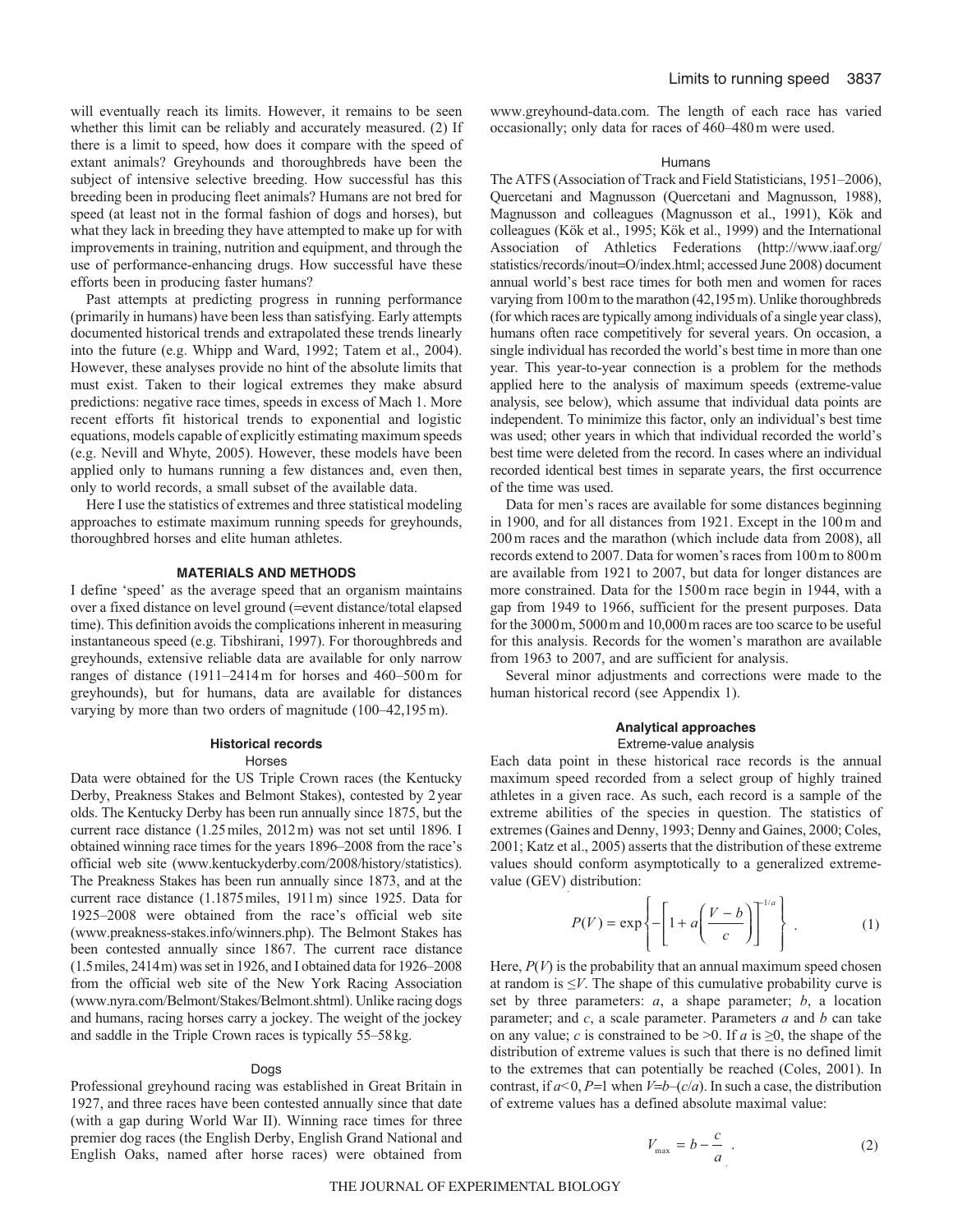will eventually reach its limits. However, it remains to be seen whether this limit can be reliably and accurately measured. (2) If there is a limit to speed, how does it compare with the speed of extant animals? Greyhounds and thoroughbreds have been the subject of intensive selective breeding. How successful has this breeding been in producing fleet animals? Humans are not bred for speed (at least not in the formal fashion of dogs and horses), but what they lack in breeding they have attempted to make up for with improvements in training, nutrition and equipment, and through the use of performance-enhancing drugs. How successful have these efforts been in producing faster humans?

Past attempts at predicting progress in running performance (primarily in humans) have been less than satisfying. Early attempts documented historical trends and extrapolated these trends linearly into the future (e.g. Whipp and Ward, 1992; Tatem et al., 2004). However, these analyses provide no hint of the absolute limits that must exist. Taken to their logical extremes they make absurd predictions: negative race times, speeds in excess of Mach 1. More recent efforts fit historical trends to exponential and logistic equations, models capable of explicitly estimating maximum speeds (e.g. Nevill and Whyte, 2005). However, these models have been applied only to humans running a few distances and, even then, only to world records, a small subset of the available data.

Here I use the statistics of extremes and three statistical modeling approaches to estimate maximum running speeds for greyhounds, thoroughbred horses and elite human athletes.

## MATERIALS AND METHODS

I define 'speed' as the average speed that an organism maintains over a fixed distance on level ground (=event distance/total elapsed time). This definition avoids the complications inherent in measuring instantaneous speed (e.g. Tibshirani, 1997). For thoroughbreds and greyhounds, extensive reliable data are available for only narrow ranges of distance (1911–2414 m for horses and 460–500 m for greyhounds), but for humans, data are available for distances varying by more than two orders of magnitude (100–42,195 m).

### Historical records

#### Horses

Data were obtained for the US Triple Crown races (the Kentucky Derby, Preakness Stakes and Belmont Stakes), contested by 2 year olds. The Kentucky Derby has been run annually since 1875, but the current race distance (1.25 miles, 2012 m) was not set until 1896. I obtained winning race times for the years 1896–2008 from the race's official web site (www.kentuckyderby.com/2008/history/statistics). The Preakness Stakes has been run annually since 1873, and at the current race distance (1.1875 miles, 1911 m) since 1925. Data for 1925–2008 were obtained from the race's official web site (www.preakness-stakes.info/winners.php). The Belmont Stakes has been contested annually since 1867. The current race distance (1.5 miles, 2414 m) was set in 1926, and I obtained data for 1926–2008 from the official web site of the New York Racing Association (www.nyra.com/Belmont/Stakes/Belmont.shtml). Unlike racing dogs and humans, racing horses carry a jockey. The weight of the jockey and saddle in the Triple Crown races is typically 55–58 kg.

#### Dogs

Professional greyhound racing was established in Great Britain in 1927, and three races have been contested annually since that date (with a gap during World War II). Winning race times for three premier dog races (the English Derby, English Grand National and English Oaks, named after horse races) were obtained from www.greyhound-data.com. The length of each race has varied occasionally; only data for races of 460–480 m were used.

#### Humans

The ATFS (Association of Track and Field Statisticians, 1951–2006), Quercetani and Magnusson (Quercetani and Magnusson, 1988), Magnusson and colleagues (Magnusson et al., 1991), Kök and colleagues (Kök et al., 1995; Kök et al., 1999) and the International Association of Athletics Federations (http://www.iaaf.org/statistics/records/inout=O/index.html; accessed June 2008) document annual world's best race times for both men and women for races varying from 100 m to the marathon (42,195 m). Unlike thoroughbreds (for which races are typically among individuals of a single year class), humans often race competitively for several years. On occasion, a single individual has recorded the world's best time in more than one year. This year-to-year connection is a problem for the methods applied here to the analysis of maximum speeds (extreme-value analysis, see below), which assume that individual data points are independent. To minimize this factor, only an individual's best time was used; other years in which that individual recorded the world's best time were deleted from the record. In cases where an individual recorded identical best times in separate years, the first occurrence of the time was used.

Data for men's races are available for some distances beginning in 1900, and for all distances from 1921. Except in the 100 m and 200 m races and the marathon (which include data from 2008), all records extend to 2007. Data for women's races from 100 m to 800 m are available from 1921 to 2007, but data for longer distances are more constrained. Data for the 1500 m race begin in 1944, with a gap from 1949 to 1966, sufficient for the present purposes. Data for the 3000 m, 5000 m and 10,000 m races are too scarce to be useful for this analysis. Records for the women's marathon are available from 1963 to 2007, and are sufficient for analysis.

Several minor adjustments and corrections were made to the human historical record (see Appendix 1).

### Analytical approaches

#### Extreme-value analysis

Each data point in these historical race records is the annual maximum speed recorded from a select group of highly trained athletes in a given race. As such, each record is a sample of the extreme abilities of the species in question. The statistics of extremes (Gaines and Denny, 1993; Denny and Gaines, 2000; Coles, 2001; Katz et al., 2005) asserts that the distribution of these extreme values should conform asymptotically to a generalized extreme-value (GEV) distribution:

$$P(V) = \exp\left\{-\left[1 + a\left(\frac{V - b}{c}\right)\right]^{-1/a}\right\} . \quad (1)$$

Here, $P(V)$ is the probability that an annual maximum speed chosen at random is $\leq V$. The shape of this cumulative probability curve is set by three parameters: $a$, a shape parameter; $b$, a location parameter; and $c$, a scale parameter. Parameters $a$ and $b$ can take on any value; $c$ is constrained to be $>0$. If $a$ is $\geq 0$, the shape of the distribution of extreme values is such that there is no defined limit to the extremes that can potentially be reached (Coles, 2001). In contrast, if $a<0$, $P=1$ when $V=b-(c/a)$. In such a case, the distribution of extreme values has a defined absolute maximal value:

$$V_{\max} = b - \frac{c}{a} . \quad (2)$$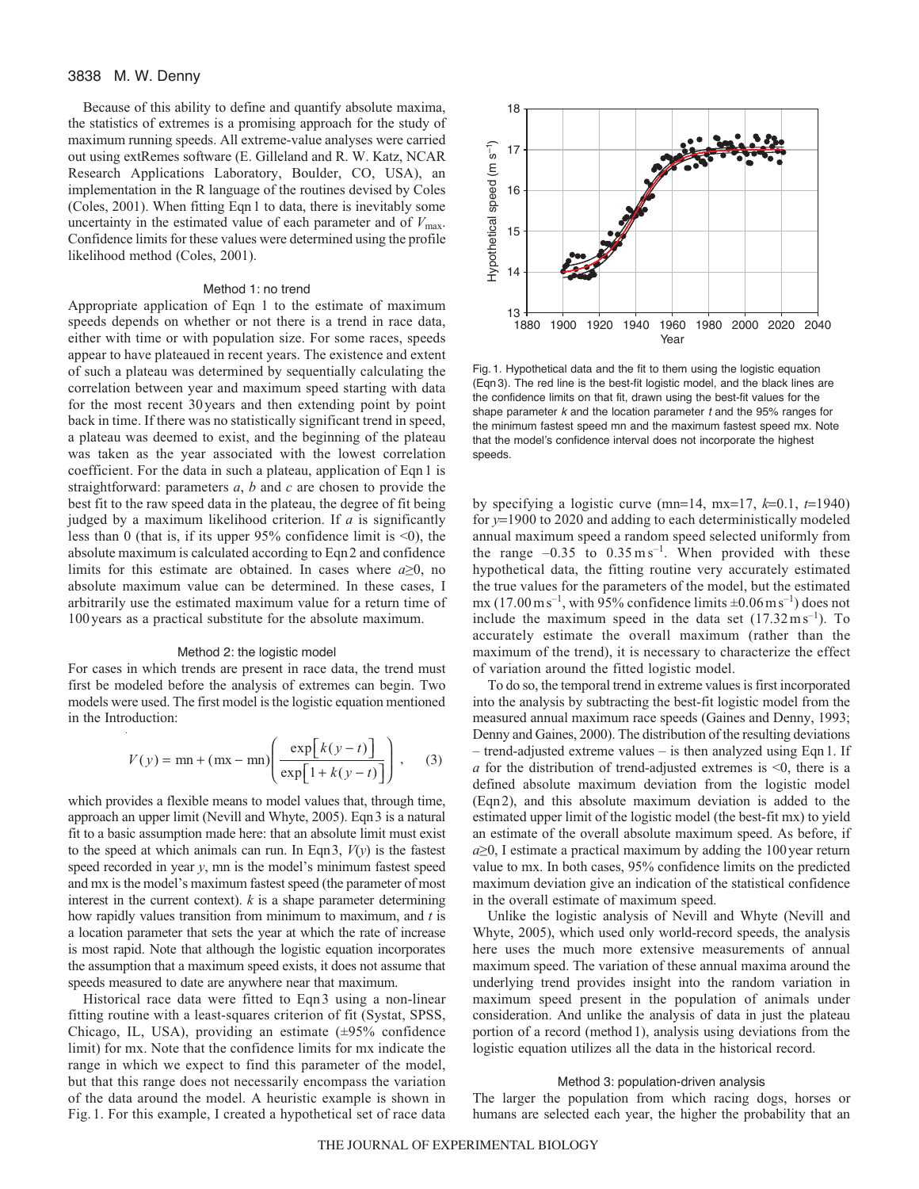Because of this ability to define and quantify absolute maxima, the statistics of extremes is a promising approach for the study of maximum running speeds. All extreme-value analyses were carried out using extRemes software (E. Gilleland and R. W. Katz, NCAR Research Applications Laboratory, Boulder, CO, USA), an implementation in the R language of the routines devised by Coles (Coles, 2001). When fitting Eqn 1 to data, there is inevitably some uncertainty in the estimated value of each parameter and of $V_{max}$. Confidence limits for these values were determined using the profile likelihood method (Coles, 2001).

### Method 1: no trend

Appropriate application of Eqn 1 to the estimate of maximum speeds depends on whether or not there is a trend in race data, either with time or with population size. For some races, speeds appear to have plateaued in recent years. The existence and extent of such a plateau was determined by sequentially calculating the correlation between year and maximum speed starting with data for the most recent 30 years and then extending point by point back in time. If there was no statistically significant trend in speed, a plateau was deemed to exist, and the beginning of the plateau was taken as the year associated with the lowest correlation coefficient. For the data in such a plateau, application of Eqn 1 is straightforward: parameters $a$, $b$ and $c$ are chosen to provide the best fit to the raw speed data in the plateau, the degree of fit being judged by a maximum likelihood criterion. If $a$ is significantly less than 0 (that is, if its upper 95% confidence limit is <0), the absolute maximum is calculated according to Eqn 2 and confidence limits for this estimate are obtained. In cases where $a \geq 0$, no absolute maximum value can be determined. In these cases, I arbitrarily use the estimated maximum value for a return time of 100 years as a practical substitute for the absolute maximum.

### Method 2: the logistic model

For cases in which trends are present in race data, the trend must first be modeled before the analysis of extremes can begin. Two models were used. The first model is the logistic equation mentioned in the Introduction:

$$V(y) = \text{mn} + (\text{mx} - \text{mn})\left(\frac{\exp\left[k(y-t)\right]}{\exp\left[1 + k(y-t)\right]}\right), \quad (3)$$

which provides a flexible means to model values that, through time, approach an upper limit (Nevill and Whyte, 2005). Eqn 3 is a natural fit to a basic assumption made here: that an absolute limit must exist to the speed at which animals can run. In Eqn 3, $V(y)$ is the fastest speed recorded in year $y$, mn is the model's minimum fastest speed and mx is the model's maximum fastest speed (the parameter of most interest in the current context). $k$ is a shape parameter determining how rapidly values transition from minimum to maximum, and $t$ is a location parameter that sets the year at which the rate of increase is most rapid. Note that although the logistic equation incorporates the assumption that a maximum speed exists, it does not assume that speeds measured to date are anywhere near that maximum.

Historical race data were fitted to Eqn 3 using a non-linear fitting routine with a least-squares criterion of fit (Systat, SPSS, Chicago, IL, USA), providing an estimate (±95% confidence limit) for mx. Note that the confidence limits for mx indicate the range in which we expect to find this parameter of the model, but that this range does not necessarily encompass the variation of the data around the model. A heuristic example is shown in Fig. 1. For this example, I created a hypothetical set of race data by specifying a logistic curve (mn=14, mx=17, $k$=0.1, $t$=1940) for $y$=1900 to 2020 and adding to each deterministically modeled annual maximum speed a random speed selected uniformly from the range –0.35 to 0.35 m s$^{-1}$. When provided with these hypothetical data, the fitting routine very accurately estimated the true values for the parameters of the model, but the estimated mx (17.00 m s$^{-1}$, with 95% confidence limits ±0.06 m s$^{-1}$) does not include the maximum speed in the data set (17.32 m s$^{-1}$). To accurately estimate the overall maximum (rather than the maximum of the trend), it is necessary to characterize the effect of variation around the fitted logistic model.

Fig. 1. Hypothetical data and the fit to them using the logistic equation (Eqn 3). The red line is the best-fit logistic model, and the black lines are the confidence limits on that fit, drawn using the best-fit values for the shape parameter $k$ and the location parameter $t$ and the 95% ranges for the minimum fastest speed mn and the maximum fastest speed mx. Note that the model's confidence interval does not incorporate the highest speeds.

To do so, the temporal trend in extreme values is first incorporated into the analysis by subtracting the best-fit logistic model from the measured annual maximum race speeds (Gaines and Denny, 1993; Denny and Gaines, 2000). The distribution of the resulting deviations – trend-adjusted extreme values – is then analyzed using Eqn 1. If $a$ for the distribution of trend-adjusted extremes is <0, there is a defined absolute maximum deviation from the logistic model (Eqn 2), and this absolute maximum deviation is added to the estimated upper limit of the logistic model (the best-fit mx) to yield an estimate of the overall absolute maximum speed. As before, if $a \geq 0$, I estimate a practical maximum by adding the 100 year return value to mx. In both cases, 95% confidence limits on the predicted maximum deviation give an indication of the statistical confidence in the overall estimate of maximum speed.

Unlike the logistic analysis of Nevill and Whyte (Nevill and Whyte, 2005), which used only world-record speeds, the analysis here uses the much more extensive measurements of annual maximum speed. The variation of these annual maxima around the underlying trend provides insight into the random variation in maximum speed present in the population of animals under consideration. And unlike the analysis of data in just the plateau portion of a record (method 1), analysis using deviations from the logistic equation utilizes all the data in the historical record.

### Method 3: population-driven analysis

The larger the population from which racing dogs, horses or humans are selected each year, the higher the probability that an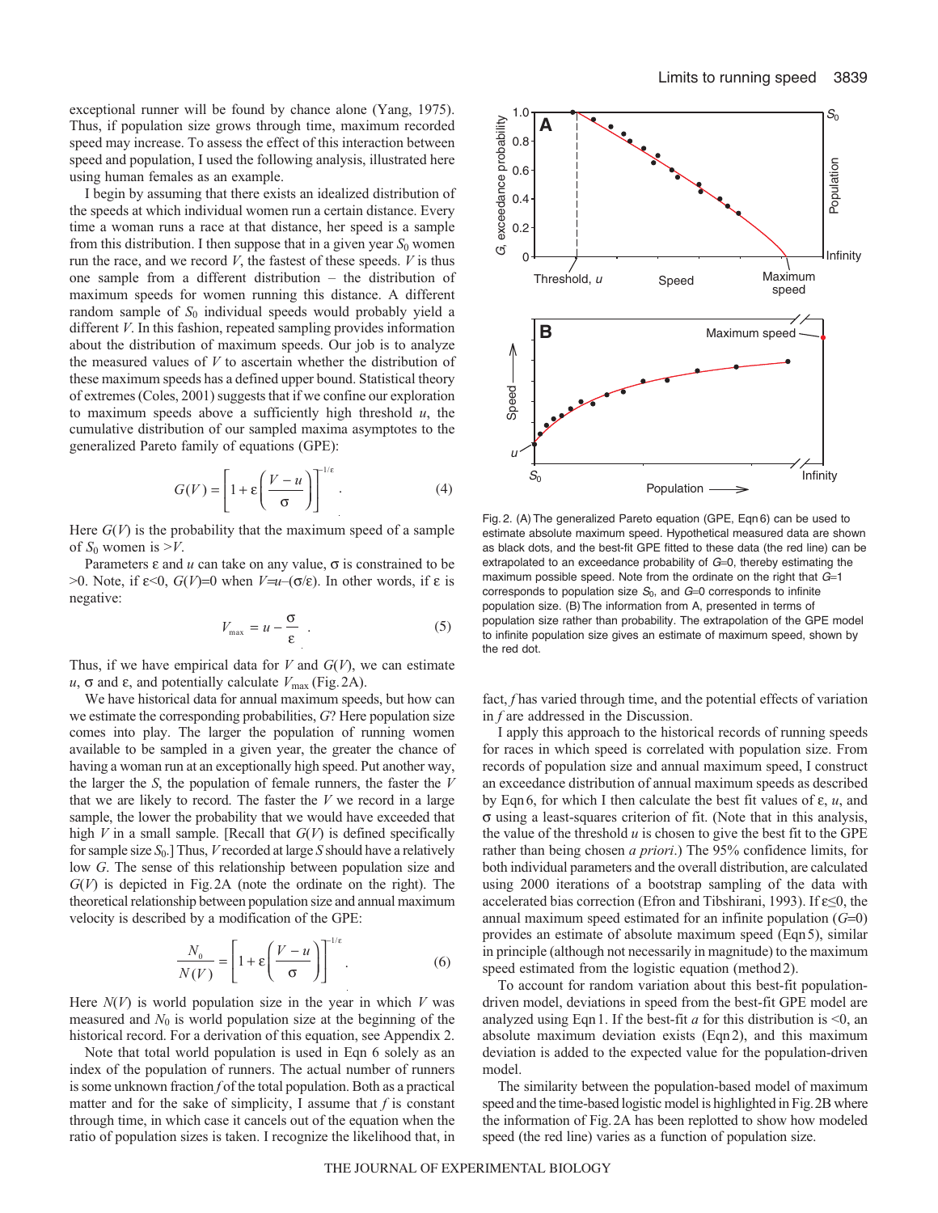exceptional runner will be found by chance alone (Yang, 1975). Thus, if population size grows through time, maximum recorded speed may increase. To assess the effect of this interaction between speed and population, I used the following analysis, illustrated here using human females as an example.

I begin by assuming that there exists an idealized distribution of the speeds at which individual women run a certain distance. Every time a woman runs a race at that distance, her speed is a sample from this distribution. I then suppose that in a given year $S_0$ women run the race, and we record $V$, the fastest of these speeds. $V$ is thus one sample from a different distribution – the distribution of maximum speeds for women running this distance. A different random sample of $S_0$ individual speeds would probably yield a different $V$. In this fashion, repeated sampling provides information about the distribution of maximum speeds. Our job is to analyze the measured values of $V$ to ascertain whether the distribution of these maximum speeds has a defined upper bound. Statistical theory of extremes (Coles, 2001) suggests that if we confine our exploration to maximum speeds above a sufficiently high threshold $u$, the cumulative distribution of our sampled maxima asymptotes to the generalized Pareto family of equations (GPE):

$$G(V) = \left[1 + \varepsilon\left(\frac{V-u}{\sigma}\right)\right]^{-1/\varepsilon}. \quad (4)$$

Here $G(V)$ is the probability that the maximum speed of a sample of $S_0$ women is $>V$.

Parameters $\varepsilon$ and $u$ can take on any value, $\sigma$ is constrained to be $>0$. Note, if $\varepsilon<0$, $G(V)=0$ when $V=u-(\sigma/\varepsilon)$. In other words, if $\varepsilon$ is negative:

$$V_{\max} = u - \frac{\sigma}{\varepsilon}. \quad (5)$$

Thus, if we have empirical data for $V$ and $G(V)$, we can estimate $u$, $\sigma$ and $\varepsilon$, and potentially calculate $V_{\max}$ (Fig. 2A).

We have historical data for annual maximum speeds, but how can we estimate the corresponding probabilities, $G$? Here population size comes into play. The larger the population of running women available to be sampled in a given year, the greater the chance of having a woman run at an exceptionally high speed. Put another way, the larger the $S$, the population of female runners, the faster the $V$ that we are likely to record. The faster the $V$ we record in a large sample, the lower the probability that we would have exceeded that high $V$ in a small sample. [Recall that $G(V)$ is defined specifically for sample size $S_0$.] Thus, $V$ recorded at large $S$ should have a relatively low $G$. The sense of this relationship between population size and $G(V)$ is depicted in Fig. 2A (note the ordinate on the right). The theoretical relationship between population size and annual maximum velocity is described by a modification of the GPE:

$$\frac{N_0}{N(V)} = \left[1 + \varepsilon\left(\frac{V-u}{\sigma}\right)\right]^{-1/\varepsilon}. \quad (6)$$

Here $N(V)$ is world population size in the year in which $V$ was measured and $N_0$ is world population size at the beginning of the historical record. For a derivation of this equation, see Appendix 2.

Note that total world population is used in Eqn 6 solely as an index of the population of runners. The actual number of runners is some unknown fraction $f$ of the total population. Both as a practical matter and for the sake of simplicity, I assume that $f$ is constant through time, in which case it cancels out of the equation when the ratio of population sizes is taken. I recognize the likelihood that, in fact, $f$ has varied through time, and the potential effects of variation in $f$ are addressed in the Discussion.

Fig. 2. (A) The generalized Pareto equation (GPE, Eqn 6) can be used to estimate absolute maximum speed. Hypothetical measured data are shown as black dots, and the best-fit GPE fitted to these data (the red line) can be extrapolated to an exceedance probability of $G$=0, thereby estimating the maximum possible speed. Note from the ordinate on the right that $G$=1 corresponds to population size $S_0$, and $G$=0 corresponds to infinite population size. (B) The information from A, presented in terms of population size rather than probability. The extrapolation of the GPE model to infinite population size gives an estimate of maximum speed, shown by the red dot.

I apply this approach to the historical records of running speeds for races in which speed is correlated with population size. From records of population size and annual maximum speed, I construct an exceedance distribution of annual maximum speeds as described by Eqn 6, for which I then calculate the best fit values of $\varepsilon$, $u$, and $\sigma$ using a least-squares criterion of fit. (Note that in this analysis, the value of the threshold $u$ is chosen to give the best fit to the GPE rather than being chosen *a priori*.) The 95% confidence limits, for both individual parameters and the overall distribution, are calculated using 2000 iterations of a bootstrap sampling of the data with accelerated bias correction (Efron and Tibshirani, 1993). If $\varepsilon \leq 0$, the annual maximum speed estimated for an infinite population ($G$=0) provides an estimate of absolute maximum speed (Eqn 5), similar in principle (although not necessarily in magnitude) to the maximum speed estimated from the logistic equation (method 2).

To account for random variation about this best-fit population-driven model, deviations in speed from the best-fit GPE model are analyzed using Eqn 1. If the best-fit $a$ for this distribution is <0, an absolute maximum deviation exists (Eqn 2), and this maximum deviation is added to the expected value for the population-driven model.

The similarity between the population-based model of maximum speed and the time-based logistic model is highlighted in Fig. 2B where the information of Fig. 2A has been replotted to show how modeled speed (the red line) varies as a function of population size.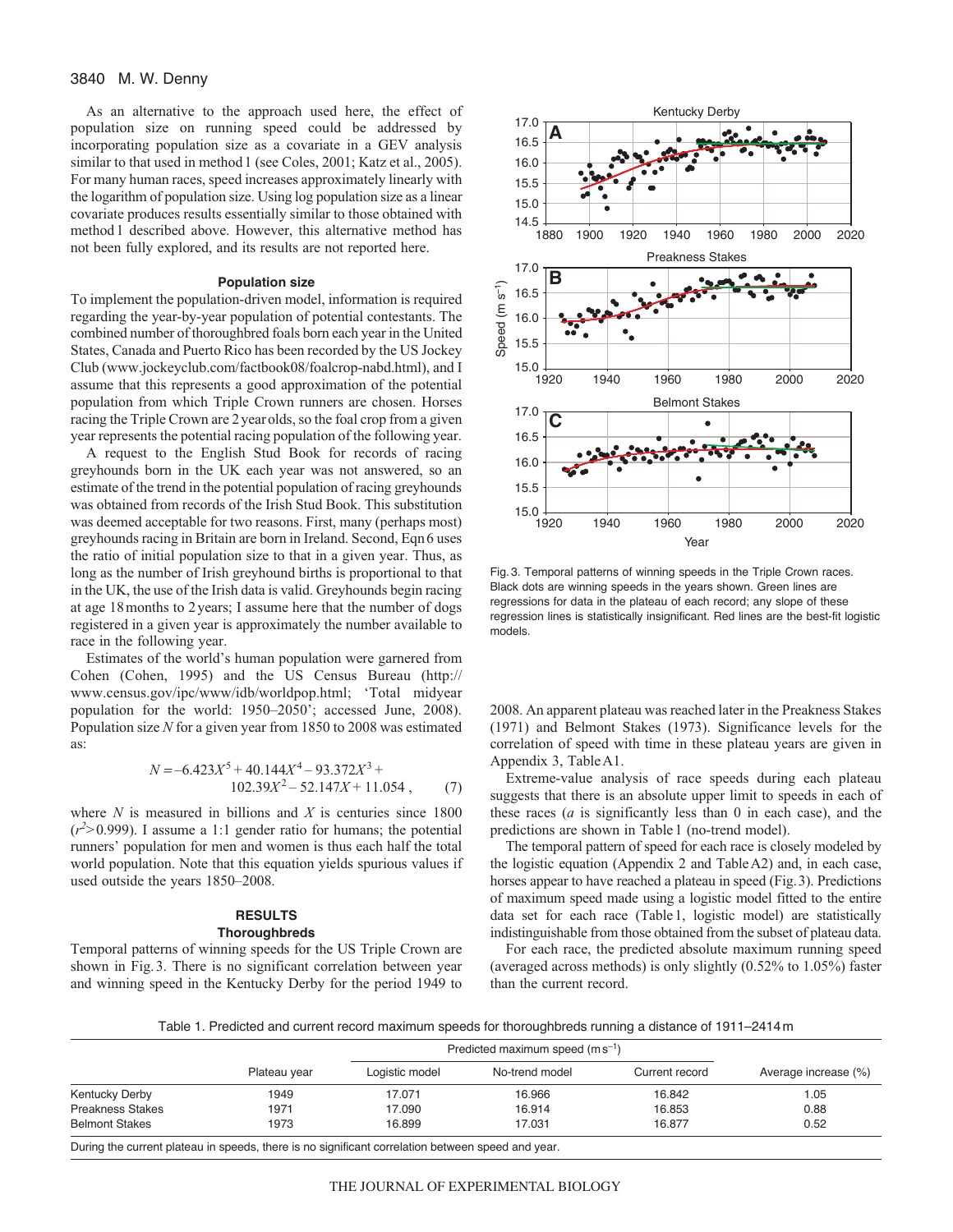As an alternative to the approach used here, the effect of population size on running speed could be addressed by incorporating population size as a covariate in a GEV analysis similar to that used in method 1 (see Coles, 2001; Katz et al., 2005). For many human races, speed increases approximately linearly with the logarithm of population size. Using log population size as a linear covariate produces results essentially similar to those obtained with method 1 described above. However, this alternative method has not been fully explored, and its results are not reported here.

### Population size

To implement the population-driven model, information is required regarding the year-by-year population of potential contestants. The combined number of thoroughbred foals born each year in the United States, Canada and Puerto Rico has been recorded by the US Jockey Club (www.jockeyclub.com/factbook08/foalcrop-nabd.html), and I assume that this represents a good approximation of the potential population from which Triple Crown runners are chosen. Horses racing the Triple Crown are 2 year olds, so the foal crop from a given year represents the potential racing population of the following year.

A request to the English Stud Book for records of racing greyhounds born in the UK each year was not answered, so an estimate of the trend in the potential population of racing greyhounds was obtained from records of the Irish Stud Book. This substitution was deemed acceptable for two reasons. First, many (perhaps most) greyhounds racing in Britain are born in Ireland. Second, Eqn 6 uses the ratio of initial population size to that in a given year. Thus, as long as the number of Irish greyhound births is proportional to that in the UK, the use of the Irish data is valid. Greyhounds begin racing at age 18 months to 2 years; I assume here that the number of dogs registered in a given year is approximately the number available to race in the following year.

Estimates of the world's human population were garnered from Cohen (Cohen, 1995) and the US Census Bureau (http://www.census.gov/ipc/www/idb/worldpop.html; 'Total midyear population for the world: 1950–2050'; accessed June, 2008). Population size $N$ for a given year from 1850 to 2008 was estimated as:

$$N = -6.423X^5 + 40.144X^4 - 93.372X^3 + 102.39X^2 - 52.147X + 11.054\,, \qquad (7)$$

where $N$ is measured in billions and $X$ is centuries since 1800 ($r^2 > 0.999$). I assume a 1:1 gender ratio for humans; the potential runners' population for men and women is thus each half the total world population. Note that this equation yields spurious values if used outside the years 1850–2008.

## RESULTS

### Thoroughbreds

Temporal patterns of winning speeds for the US Triple Crown are shown in Fig. 3. There is no significant correlation between year and winning speed in the Kentucky Derby for the period 1949 to 2008. An apparent plateau was reached later in the Preakness Stakes (1971) and Belmont Stakes (1973). Significance levels for the correlation of speed with time in these plateau years are given in Appendix 3, Table A1.

Fig. 3. Temporal patterns of winning speeds in the Triple Crown races. Black dots are winning speeds in the years shown. Green lines are regressions for data in the plateau of each record; any slope of these regression lines is statistically insignificant. Red lines are the best-fit logistic models.

Extreme-value analysis of race speeds during each plateau suggests that there is an absolute upper limit to speeds in each of these races ($a$ is significantly less than 0 in each case), and the predictions are shown in Table 1 (no-trend model).

The temporal pattern of speed for each race is closely modeled by the logistic equation (Appendix 2 and Table A2) and, in each case, horses appear to have reached a plateau in speed (Fig. 3). Predictions of maximum speed made using a logistic model fitted to the entire data set for each race (Table 1, logistic model) are statistically indistinguishable from those obtained from the subset of plateau data.

For each race, the predicted absolute maximum running speed (averaged across methods) is only slightly (0.52% to 1.05%) faster than the current record.

Table 1. Predicted and current record maximum speeds for thoroughbreds running a distance of 1911–2414 m

| | | Predicted maximum speed (m s$^{-1}$) | | | |
|---|---|---|---|---|---|
| | Plateau year | Logistic model | No-trend model | Current record | Average increase (%) |
| Kentucky Derby | 1949 | 17.071 | 16.966 | 16.842 | 1.05 |
| Preakness Stakes | 1971 | 17.090 | 16.914 | 16.853 | 0.88 |
| Belmont Stakes | 1973 | 16.899 | 17.031 | 16.877 | 0.52 |

During the current plateau in speeds, there is no significant correlation between speed and year.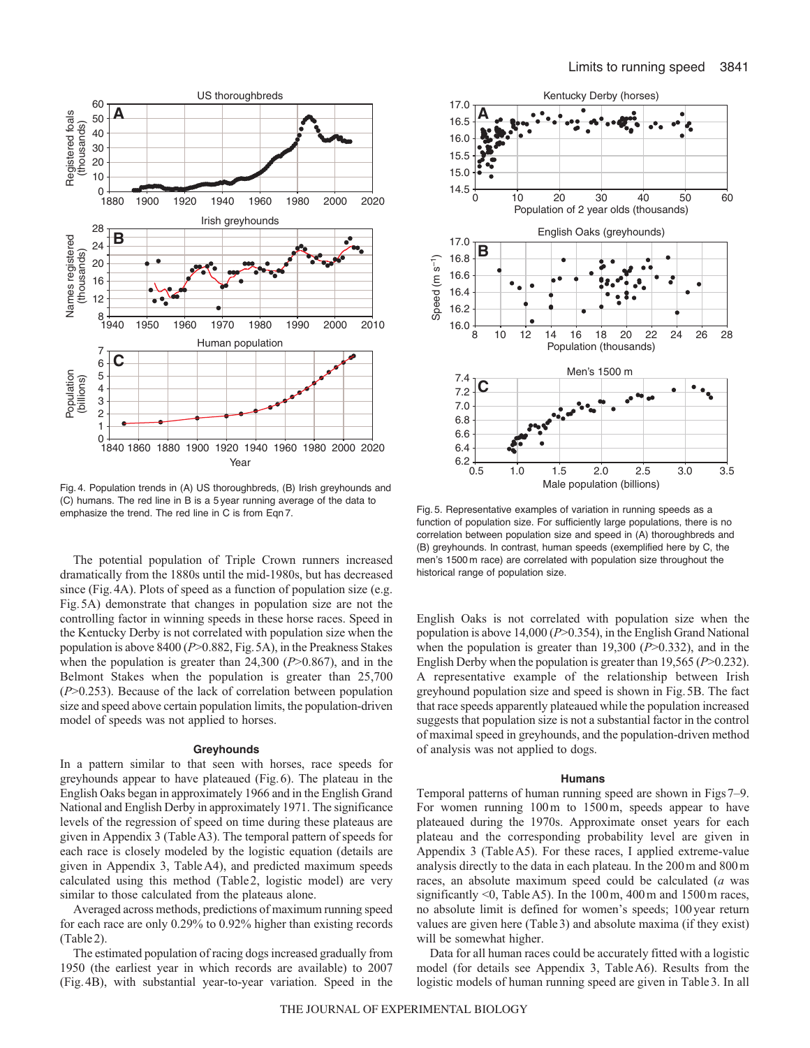Fig. 4. Population trends in (A) US thoroughbreds, (B) Irish greyhounds and (C) humans. The red line in B is a 5 year running average of the data to emphasize the trend. The red line in C is from Eqn 7.

Fig. 5. Representative examples of variation in running speeds as a function of population size. For sufficiently large populations, there is no correlation between population size and speed in (A) thoroughbreds and (B) greyhounds. In contrast, human speeds (exemplified here by C, the men's 1500 m race) are correlated with population size throughout the historical range of population size.

The potential population of Triple Crown runners increased dramatically from the 1880s until the mid-1980s, but has decreased since (Fig. 4A). Plots of speed as a function of population size (e.g. Fig. 5A) demonstrate that changes in population size are not the controlling factor in winning speeds in these horse races. Speed in the Kentucky Derby is not correlated with population size when the population is above 8400 ($P$>0.882, Fig. 5A), in the Preakness Stakes when the population is greater than 24,300 ($P$>0.867), and in the Belmont Stakes when the population is greater than 25,700 ($P$>0.253). Because of the lack of correlation between population size and speed above certain population limits, the population-driven model of speeds was not applied to horses.

### Greyhounds

In a pattern similar to that seen with horses, race speeds for greyhounds appear to have plateaued (Fig. 6). The plateau in the English Oaks began in approximately 1966 and in the English Grand National and English Derby in approximately 1971. The significance levels of the regression of speed on time during these plateaus are given in Appendix 3 (Table A3). The temporal pattern of speeds for each race is closely modeled by the logistic equation (details are given in Appendix 3, Table A4), and predicted maximum speeds calculated using this method (Table 2, logistic model) are very similar to those calculated from the plateaus alone.

Averaged across methods, predictions of maximum running speed for each race are only 0.29% to 0.92% higher than existing records (Table 2).

The estimated population of racing dogs increased gradually from 1950 (the earliest year in which records are available) to 2007 (Fig. 4B), with substantial year-to-year variation. Speed in the English Oaks is not correlated with population size when the population is above 14,000 ($P$>0.354), in the English Grand National when the population is greater than 19,300 ($P$>0.332), and in the English Derby when the population is greater than 19,565 ($P$>0.232). A representative example of the relationship between Irish greyhound population size and speed is shown in Fig. 5B. The fact that race speeds apparently plateaued while the population increased suggests that population size is not a substantial factor in the control of maximal speed in greyhounds, and the population-driven method of analysis was not applied to dogs.

### Humans

Temporal patterns of human running speed are shown in Figs 7–9. For women running 100 m to 1500 m, speeds appear to have plateaued during the 1970s. Approximate onset years for each plateau and the corresponding probability level are given in Appendix 3 (Table A5). For these races, I applied extreme-value analysis directly to the data in each plateau. In the 200 m and 800 m races, an absolute maximum speed could be calculated ($a$ was significantly <0, Table A5). In the 100 m, 400 m and 1500 m races, no absolute limit is defined for women's speeds; 100 year return values are given here (Table 3) and absolute maxima (if they exist) will be somewhat higher.

Data for all human races could be accurately fitted with a logistic model (for details see Appendix 3, Table A6). Results from the logistic models of human running speed are given in Table 3. In all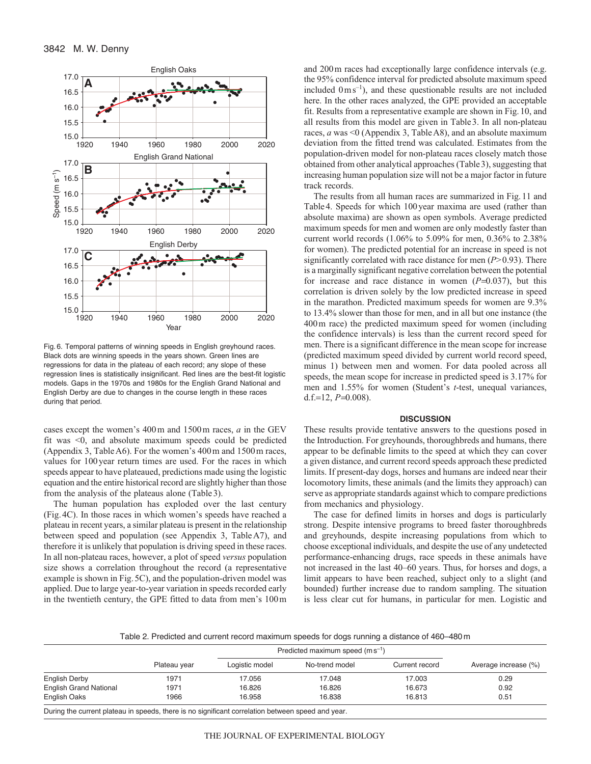Fig. 6. Temporal patterns of winning speeds in English greyhound races. Black dots are winning speeds in the years shown. Green lines are regressions for data in the plateau of each record; any slope of these regression lines is statistically insignificant. Red lines are the best-fit logistic models. Gaps in the 1970s and 1980s for the English Grand National and English Derby are due to changes in the course length in these races during that period.

cases except the women's 400 m and 1500 m races, *a* in the GEV fit was <0, and absolute maximum speeds could be predicted (Appendix 3, Table A6). For the women's 400 m and 1500 m races, values for 100 year return times are used. For the races in which speeds appear to have plateaued, predictions made using the logistic equation and the entire historical record are slightly higher than those from the analysis of the plateaus alone (Table 3).

The human population has exploded over the last century (Fig. 4C). In those races in which women's speeds have reached a plateau in recent years, a similar plateau is present in the relationship between speed and population (see Appendix 3, Table A7), and therefore it is unlikely that population is driving speed in these races. In all non-plateau races, however, a plot of speed *versus* population size shows a correlation throughout the record (a representative example is shown in Fig. 5C), and the population-driven model was applied. Due to large year-to-year variation in speeds recorded early in the twentieth century, the GPE fitted to data from men's 100 m and 200 m races had exceptionally large confidence intervals (e.g. the 95% confidence interval for predicted absolute maximum speed included $0\,\mathrm{m\,s^{-1}}$), and these questionable results are not included here. In the other races analyzed, the GPE provided an acceptable fit. Results from a representative example are shown in Fig. 10, and all results from this model are given in Table 3. In all non-plateau races, *a* was <0 (Appendix 3, Table A8), and an absolute maximum deviation from the fitted trend was calculated. Estimates from the population-driven model for non-plateau races closely match those obtained from other analytical approaches (Table 3), suggesting that increasing human population size will not be a major factor in future track records.

The results from all human races are summarized in Fig. 11 and Table 4. Speeds for which 100 year maxima are used (rather than absolute maxima) are shown as open symbols. Average predicted maximum speeds for men and women are only modestly faster than current world records (1.06% to 5.09% for men, 0.36% to 2.38% for women). The predicted potential for an increase in speed is not significantly correlated with race distance for men ($P>0.93$). There is a marginally significant negative correlation between the potential for increase and race distance in women ($P=0.037$), but this correlation is driven solely by the low predicted increase in speed in the marathon. Predicted maximum speeds for women are 9.3% to 13.4% slower than those for men, and in all but one instance (the 400 m race) the predicted maximum speed for women (including the confidence intervals) is less than the current record speed for men. There is a significant difference in the mean scope for increase (predicted maximum speed divided by current world record speed, minus 1) between men and women. For data pooled across all speeds, the mean scope for increase in predicted speed is 3.17% for men and 1.55% for women (Student's *t*-test, unequal variances, d.f.=12, $P=0.008$).

## DISCUSSION

These results provide tentative answers to the questions posed in the Introduction. For greyhounds, thoroughbreds and humans, there appear to be definable limits to the speed at which they can cover a given distance, and current record speeds approach these predicted limits. If present-day dogs, horses and humans are indeed near their locomotory limits, these animals (and the limits they approach) can serve as appropriate standards against which to compare predictions from mechanics and physiology.

The case for defined limits in horses and dogs is particularly strong. Despite intensive programs to breed faster thoroughbreds and greyhounds, despite increasing populations from which to choose exceptional individuals, and despite the use of any undetected performance-enhancing drugs, race speeds in these animals have not increased in the last 40–60 years. Thus, for horses and dogs, a limit appears to have been reached, subject only to a slight (and bounded) further increase due to random sampling. The situation is less clear cut for humans, in particular for men. Logistic and

Table 2. Predicted and current record maximum speeds for dogs running a distance of 460–480 m

| | Plateau year | Predicted maximum speed ($\mathrm{m\,s^{-1}}$) | | | |
|---|---|---|---|---|---|
| | | Logistic model | No-trend model | Current record | Average increase (%) |
| English Derby | 1971 | 17.056 | 17.048 | 17.003 | 0.29 |
| English Grand National | 1971 | 16.826 | 16.826 | 16.673 | 0.92 |
| English Oaks | 1966 | 16.958 | 16.838 | 16.813 | 0.51 |

During the current plateau in speeds, there is no significant correlation between speed and year.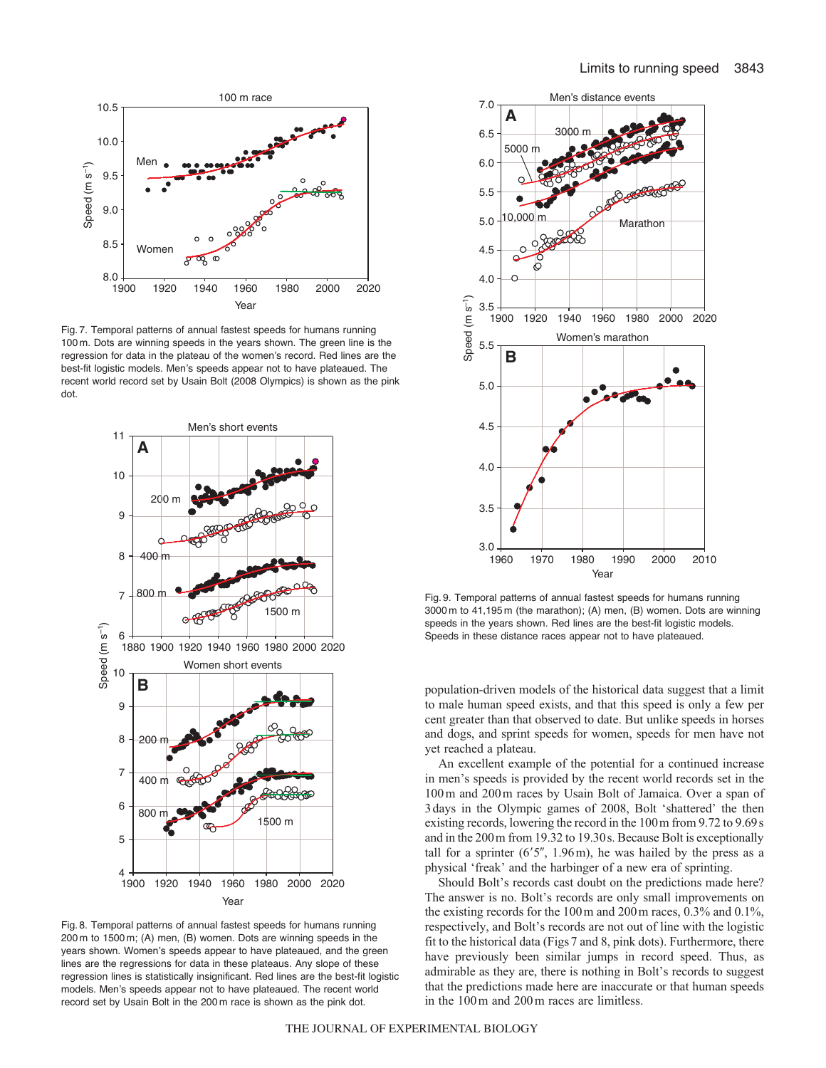Fig. 7. Temporal patterns of annual fastest speeds for humans running 100 m. Dots are winning speeds in the years shown. The green line is the regression for data in the plateau of the women's record. Red lines are the best-fit logistic models. Men's speeds appear not to have plateaued. The recent world record set by Usain Bolt (2008 Olympics) is shown as the pink dot.

Fig. 8. Temporal patterns of annual fastest speeds for humans running 200 m to 1500 m; (A) men, (B) women. Dots are winning speeds in the years shown. Women's speeds appear to have plateaued, and the green lines are the regressions for data in these plateaus. Any slope of these regression lines is statistically insignificant. Red lines are the best-fit logistic models. Men's speeds appear not to have plateaued. The recent world record set by Usain Bolt in the 200 m race is shown as the pink dot.

Fig. 9. Temporal patterns of annual fastest speeds for humans running 3000 m to 41,195 m (the marathon); (A) men, (B) women. Dots are winning speeds in the years shown. Red lines are the best-fit logistic models. Speeds in these distance races appear not to have plateaued.

population-driven models of the historical data suggest that a limit to male human speed exists, and that this speed is only a few per cent greater than that observed to date. But unlike speeds in horses and dogs, and sprint speeds for women, speeds for men have not yet reached a plateau.

An excellent example of the potential for a continued increase in men's speeds is provided by the recent world records set in the 100 m and 200 m races by Usain Bolt of Jamaica. Over a span of 3 days in the Olympic games of 2008, Bolt 'shattered' the then existing records, lowering the record in the 100 m from 9.72 to 9.69 s and in the 200 m from 19.32 to 19.30 s. Because Bolt is exceptionally tall for a sprinter (6′5″, 1.96 m), he was hailed by the press as a physical 'freak' and the harbinger of a new era of sprinting.

Should Bolt's records cast doubt on the predictions made here? The answer is no. Bolt's records are only small improvements on the existing records for the 100 m and 200 m races, 0.3% and 0.1%, respectively, and Bolt's records are not out of line with the logistic fit to the historical data (Figs 7 and 8, pink dots). Furthermore, there have previously been similar jumps in record speed. Thus, as admirable as they are, there is nothing in Bolt's records to suggest that the predictions made here are inaccurate or that human speeds in the 100 m and 200 m races are limitless.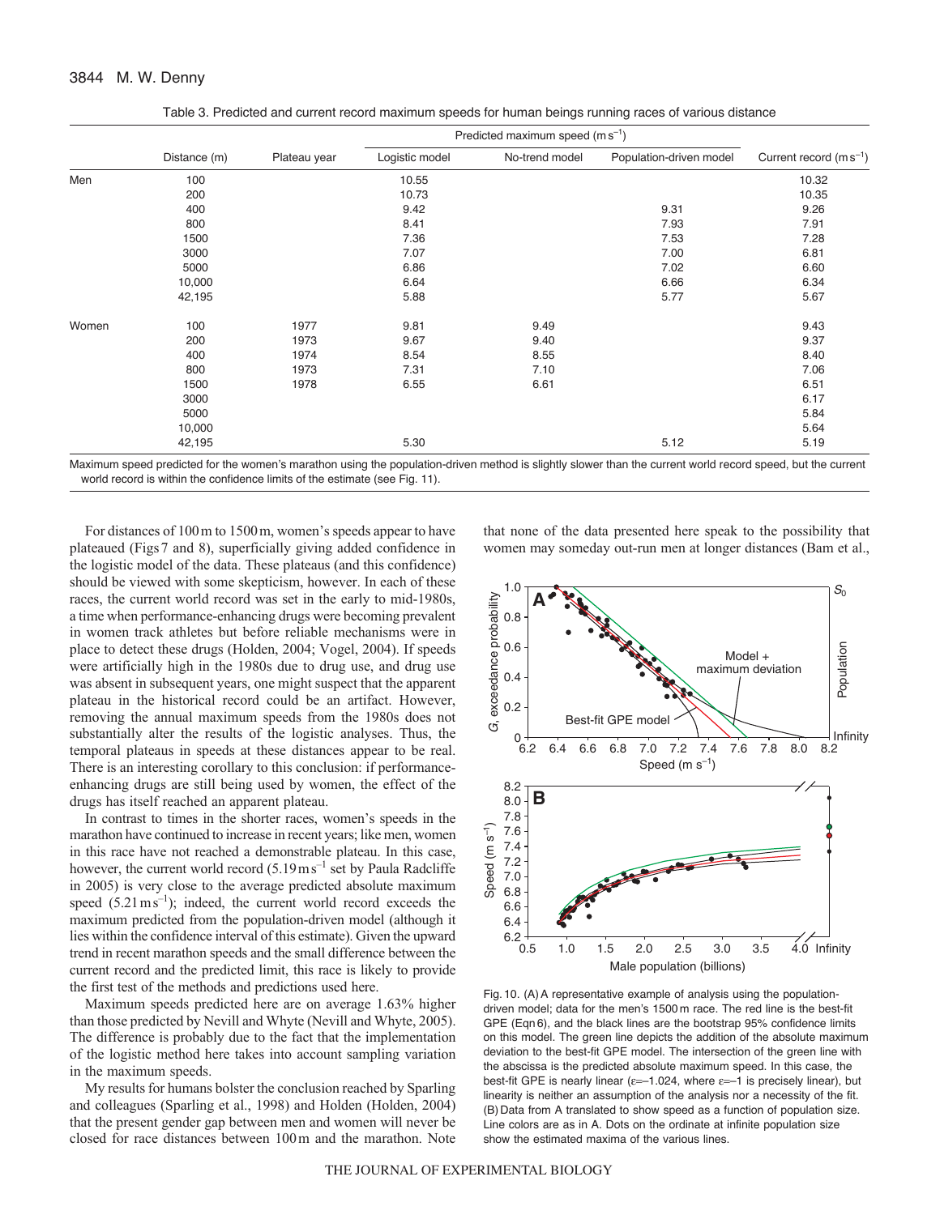Table 3. Predicted and current record maximum speeds for human beings running races of various distance

| | Distance (m) | Plateau year | Predicted maximum speed (m s$^{-1}$) | | | Current record (m s$^{-1}$) |
|---|---|---|---|---|---|---|
| | | | Logistic model | No-trend model | Population-driven model | |
| Men | 100 | | 10.55 | | | 10.32 |
| | 200 | | 10.73 | | | 10.35 |
| | 400 | | 9.42 | | 9.31 | 9.26 |
| | 800 | | 8.41 | | 7.93 | 7.91 |
| | 1500 | | 7.36 | | 7.53 | 7.28 |
| | 3000 | | 7.07 | | 7.00 | 6.81 |
| | 5000 | | 6.86 | | 7.02 | 6.60 |
| | 10,000 | | 6.64 | | 6.66 | 6.34 |
| | 42,195 | | 5.88 | | 5.77 | 5.67 |
| Women | 100 | 1977 | 9.81 | 9.49 | | 9.43 |
| | 200 | 1973 | 9.67 | 9.40 | | 9.37 |
| | 400 | 1974 | 8.54 | 8.55 | | 8.40 |
| | 800 | 1973 | 7.31 | 7.10 | | 7.06 |
| | 1500 | 1978 | 6.55 | 6.61 | | 6.51 |
| | 3000 | | | | | 6.17 |
| | 5000 | | | | | 5.84 |
| | 10,000 | | | | | 5.64 |
| | 42,195 | | 5.30 | | 5.12 | 5.19 |

Maximum speed predicted for the women's marathon using the population-driven method is slightly slower than the current world record speed, but the current world record is within the confidence limits of the estimate (see Fig. 11).

For distances of 100 m to 1500 m, women's speeds appear to have plateaued (Figs 7 and 8), superficially giving added confidence in the logistic model of the data. These plateaus (and this confidence) should be viewed with some skepticism, however. In each of these races, the current world record was set in the early to mid-1980s, a time when performance-enhancing drugs were becoming prevalent in women track athletes but before reliable mechanisms were in place to detect these drugs (Holden, 2004; Vogel, 2004). If speeds were artificially high in the 1980s due to drug use, and drug use was absent in subsequent years, one might suspect that the apparent plateau in the historical record could be an artifact. However, removing the annual maximum speeds from the 1980s does not substantially alter the results of the logistic analyses. Thus, the temporal plateaus in speeds at these distances appear to be real. There is an interesting corollary to this conclusion: if performance-enhancing drugs are still being used by women, the effect of the drugs has itself reached an apparent plateau.

In contrast to times in the shorter races, women's speeds in the marathon have continued to increase in recent years; like men, women in this race have not reached a demonstrable plateau. In this case, however, the current world record (5.19 m s$^{-1}$ set by Paula Radcliffe in 2005) is very close to the average predicted absolute maximum speed (5.21 m s$^{-1}$); indeed, the current world record exceeds the maximum predicted from the population-driven model (although it lies within the confidence interval of this estimate). Given the upward trend in recent marathon speeds and the small difference between the current record and the predicted limit, this race is likely to provide the first test of the methods and predictions used here.

Maximum speeds predicted here are on average 1.63% higher than those predicted by Nevill and Whyte (Nevill and Whyte, 2005). The difference is probably due to the fact that the implementation of the logistic method here takes into account sampling variation in the maximum speeds.

My results for humans bolster the conclusion reached by Sparling and colleagues (Sparling et al., 1998) and Holden (Holden, 2004) that the present gender gap between men and women will never be closed for race distances between 100 m and the marathon. Note that none of the data presented here speak to the possibility that women may someday out-run men at longer distances (Bam et al.,

Fig. 10. (A) A representative example of analysis using the population-driven model; data for the men's 1500 m race. The red line is the best-fit GPE (Eqn 6), and the black lines are the bootstrap 95% confidence limits on this model. The green line depicts the addition of the absolute maximum deviation to the best-fit GPE model. The intersection of the green line with the abscissa is the predicted absolute maximum speed. In this case, the best-fit GPE is nearly linear (ε=–1.024, where ε=–1 is precisely linear), but linearity is neither an assumption of the analysis nor a necessity of the fit. (B) Data from A translated to show speed as a function of population size. Line colors are as in A. Dots on the ordinate at infinite population size show the estimated maxima of the various lines.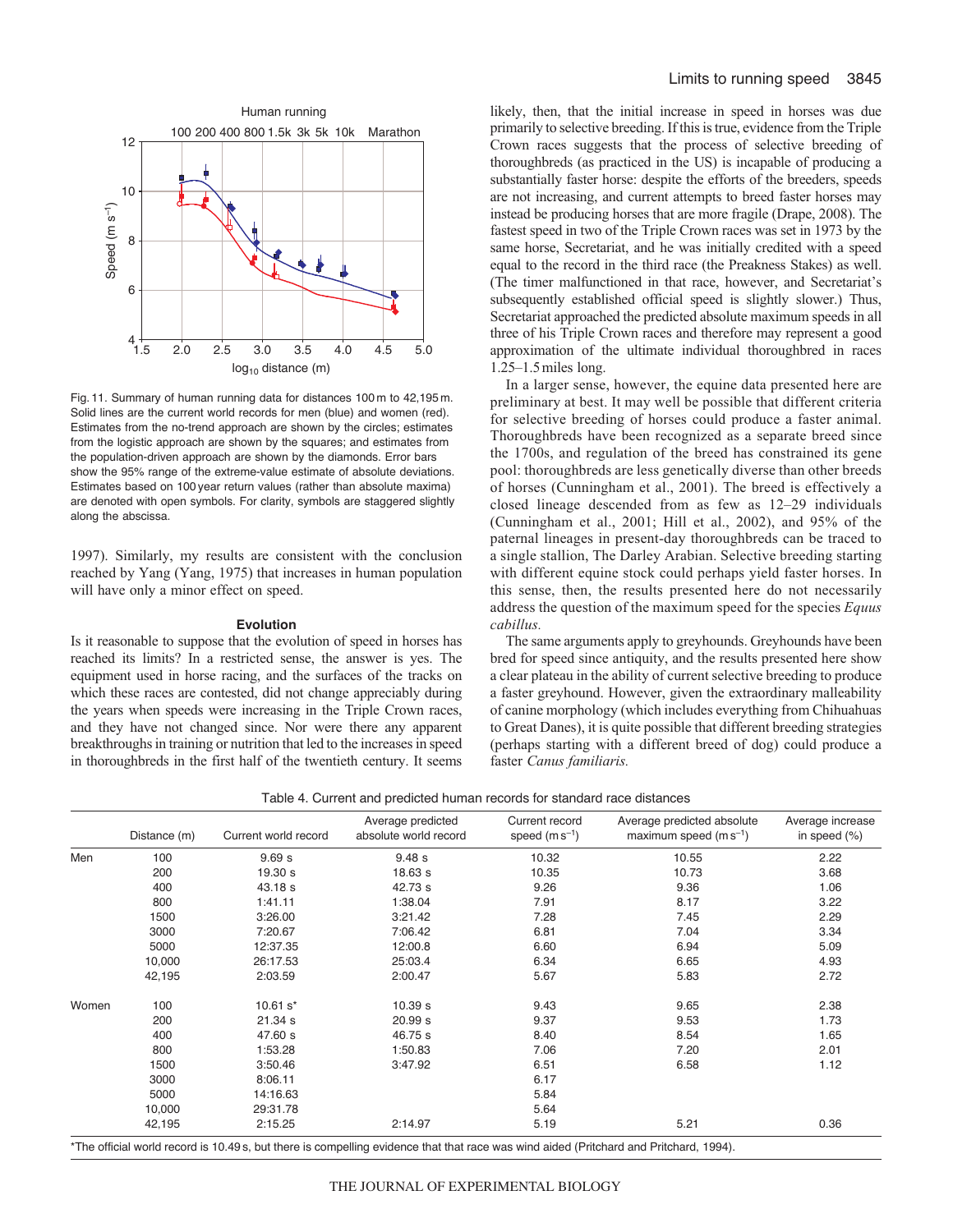Fig. 11. Summary of human running data for distances 100 m to 42,195 m. Solid lines are the current world records for men (blue) and women (red). Estimates from the no-trend approach are shown by the circles; estimates from the logistic approach are shown by the squares; and estimates from the population-driven approach are shown by the diamonds. Error bars show the 95% range of the extreme-value estimate of absolute deviations. Estimates based on 100 year return values (rather than absolute maxima) are denoted with open symbols. For clarity, symbols are staggered slightly along the abscissa.

1997). Similarly, my results are consistent with the conclusion reached by Yang (Yang, 1975) that increases in human population will have only a minor effect on speed.

### Evolution

Is it reasonable to suppose that the evolution of speed in horses has reached its limits? In a restricted sense, the answer is yes. The equipment used in horse racing, and the surfaces of the tracks on which these races are contested, did not change appreciably during the years when speeds were increasing in the Triple Crown races, and they have not changed since. Nor were there any apparent breakthroughs in training or nutrition that led to the increases in speed in thoroughbreds in the first half of the twentieth century. It seems likely, then, that the initial increase in speed in horses was due primarily to selective breeding. If this is true, evidence from the Triple Crown races suggests that the process of selective breeding of thoroughbreds (as practiced in the US) is incapable of producing a substantially faster horse: despite the efforts of the breeders, speeds are not increasing, and current attempts to breed faster horses may instead be producing horses that are more fragile (Drape, 2008). The fastest speed in two of the Triple Crown races was set in 1973 by the same horse, Secretariat, and he was initially credited with a speed equal to the record in the third race (the Preakness Stakes) as well. (The timer malfunctioned in that race, however, and Secretariat's subsequently established official speed is slightly slower.) Thus, Secretariat approached the predicted absolute maximum speeds in all three of his Triple Crown races and therefore may represent a good approximation of the ultimate individual thoroughbred in races 1.25–1.5 miles long.

In a larger sense, however, the equine data presented here are preliminary at best. It may well be possible that different criteria for selective breeding of horses could produce a faster animal. Thoroughbreds have been recognized as a separate breed since the 1700s, and regulation of the breed has constrained its gene pool: thoroughbreds are less genetically diverse than other breeds of horses (Cunningham et al., 2001). The breed is effectively a closed lineage descended from as few as 12–29 individuals (Cunningham et al., 2001; Hill et al., 2002), and 95% of the paternal lineages in present-day thoroughbreds can be traced to a single stallion, The Darley Arabian. Selective breeding starting with different equine stock could perhaps yield faster horses. In this sense, then, the results presented here do not necessarily address the question of the maximum speed for the species *Equus cabillus.*

The same arguments apply to greyhounds. Greyhounds have been bred for speed since antiquity, and the results presented here show a clear plateau in the ability of current selective breeding to produce a faster greyhound. However, given the extraordinary malleability of canine morphology (which includes everything from Chihuahuas to Great Danes), it is quite possible that different breeding strategies (perhaps starting with a different breed of dog) could produce a faster *Canus familiaris.*

Table 4. Current and predicted human records for standard race distances

| | Distance (m) | Current world record | Average predicted absolute world record | Current record speed ($m\ s^{-1}$) | Average predicted absolute maximum speed ($m\ s^{-1}$) | Average increase in speed (%) |
|---|---|---|---|---|---|---|
| Men | 100 | 9.69 s | 9.48 s | 10.32 | 10.55 | 2.22 |
| | 200 | 19.30 s | 18.63 s | 10.35 | 10.73 | 3.68 |
| | 400 | 43.18 s | 42.73 s | 9.26 | 9.36 | 1.06 |
| | 800 | 1:41.11 | 1:38.04 | 7.91 | 8.17 | 3.22 |
| | 1500 | 3:26.00 | 3:21.42 | 7.28 | 7.45 | 2.29 |
| | 3000 | 7:20.67 | 7:06.42 | 6.81 | 7.04 | 3.34 |
| | 5000 | 12:37.35 | 12:00.8 | 6.60 | 6.94 | 5.09 |
| | 10,000 | 26:17.53 | 25:03.4 | 6.34 | 6.65 | 4.93 |
| | 42,195 | 2:03.59 | 2:00.47 | 5.67 | 5.83 | 2.72 |
| Women | 100 | 10.61 s* | 10.39 s | 9.43 | 9.65 | 2.38 |
| | 200 | 21.34 s | 20.99 s | 9.37 | 9.53 | 1.73 |
| | 400 | 47.60 s | 46.75 s | 8.40 | 8.54 | 1.65 |
| | 800 | 1:53.28 | 1:50.83 | 7.06 | 7.20 | 2.01 |
| | 1500 | 3:50.46 | 3:47.92 | 6.51 | 6.58 | 1.12 |
| | 3000 | 8:06.11 | | 6.17 | | |
| | 5000 | 14:16.63 | | 5.84 | | |
| | 10,000 | 29:31.78 | | 5.64 | | |
| | 42,195 | 2:15.25 | 2:14.97 | 5.19 | 5.21 | 0.36 |

*The official world record is 10.49 s, but there is compelling evidence that that race was wind aided (Pritchard and Pritchard, 1994).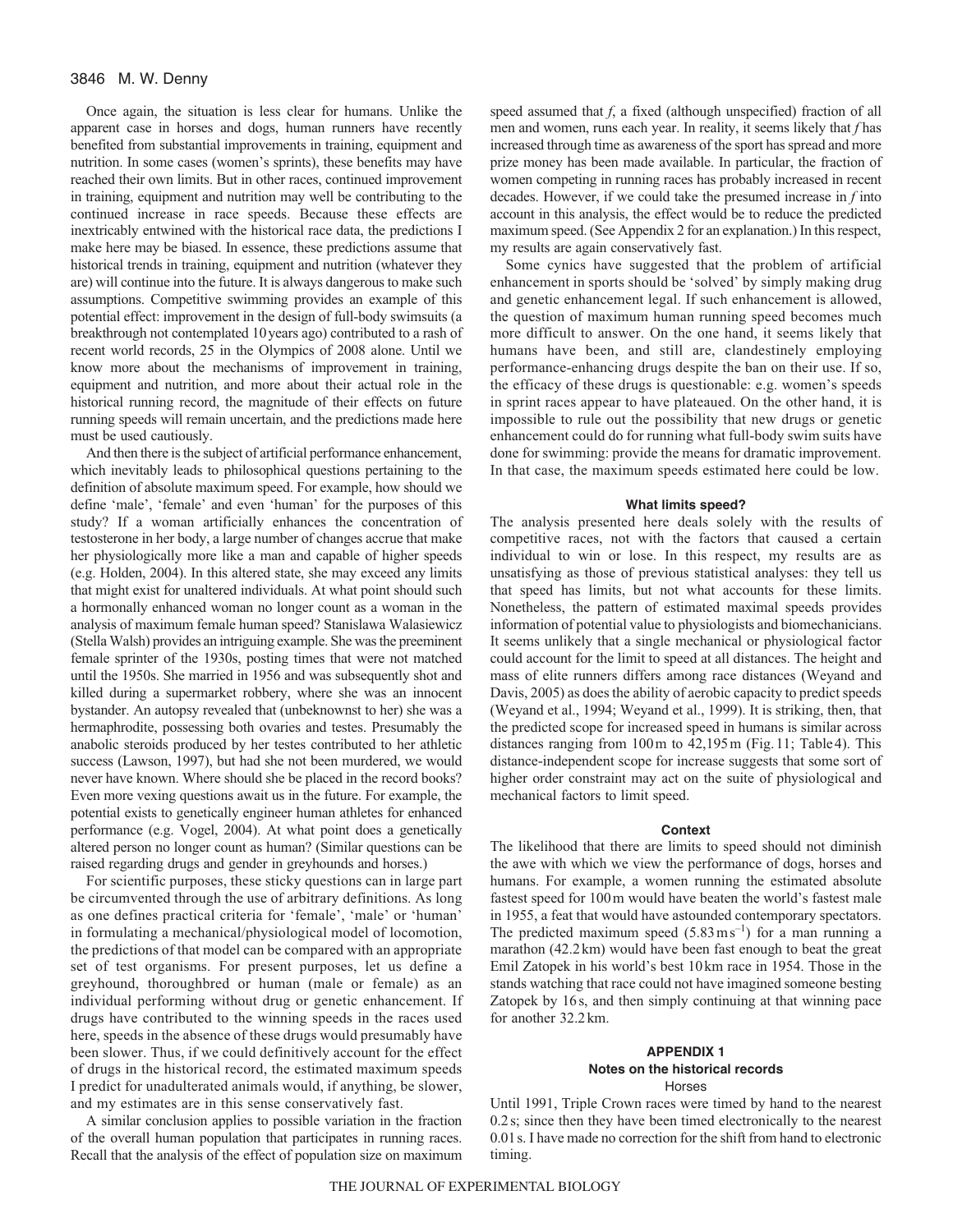Once again, the situation is less clear for humans. Unlike the apparent case in horses and dogs, human runners have recently benefited from substantial improvements in training, equipment and nutrition. In some cases (women's sprints), these benefits may have reached their own limits. But in other races, continued improvement in training, equipment and nutrition may well be contributing to the continued increase in race speeds. Because these effects are inextricably entwined with the historical race data, the predictions I make here may be biased. In essence, these predictions assume that historical trends in training, equipment and nutrition (whatever they are) will continue into the future. It is always dangerous to make such assumptions. Competitive swimming provides an example of this potential effect: improvement in the design of full-body swimsuits (a breakthrough not contemplated 10 years ago) contributed to a rash of recent world records, 25 in the Olympics of 2008 alone. Until we know more about the mechanisms of improvement in training, equipment and nutrition, and more about their actual role in the historical running record, the magnitude of their effects on future running speeds will remain uncertain, and the predictions made here must be used cautiously.

And then there is the subject of artificial performance enhancement, which inevitably leads to philosophical questions pertaining to the definition of absolute maximum speed. For example, how should we define 'male', 'female' and even 'human' for the purposes of this study? If a woman artificially enhances the concentration of testosterone in her body, a large number of changes accrue that make her physiologically more like a man and capable of higher speeds (e.g. Holden, 2004). In this altered state, she may exceed any limits that might exist for unaltered individuals. At what point should such a hormonally enhanced woman no longer count as a woman in the analysis of maximum female human speed? Stanislawa Walasiewicz (Stella Walsh) provides an intriguing example. She was the preeminent female sprinter of the 1930s, posting times that were not matched until the 1950s. She married in 1956 and was subsequently shot and killed during a supermarket robbery, where she was an innocent bystander. An autopsy revealed that (unbeknownst to her) she was a hermaphrodite, possessing both ovaries and testes. Presumably the anabolic steroids produced by her testes contributed to her athletic success (Lawson, 1997), but had she not been murdered, we would never have known. Where should she be placed in the record books? Even more vexing questions await us in the future. For example, the potential exists to genetically engineer human athletes for enhanced performance (e.g. Vogel, 2004). At what point does a genetically altered person no longer count as human? (Similar questions can be raised regarding drugs and gender in greyhounds and horses.)

For scientific purposes, these sticky questions can in large part be circumvented through the use of arbitrary definitions. As long as one defines practical criteria for 'female', 'male' or 'human' in formulating a mechanical/physiological model of locomotion, the predictions of that model can be compared with an appropriate set of test organisms. For present purposes, let us define a greyhound, thoroughbred or human (male or female) as an individual performing without drug or genetic enhancement. If drugs have contributed to the winning speeds in the races used here, speeds in the absence of these drugs would presumably have been slower. Thus, if we could definitively account for the effect of drugs in the historical record, the estimated maximum speeds I predict for unadulterated animals would, if anything, be slower, and my estimates are in this sense conservatively fast.

A similar conclusion applies to possible variation in the fraction of the overall human population that participates in running races. Recall that the analysis of the effect of population size on maximum speed assumed that $f$, a fixed (although unspecified) fraction of all men and women, runs each year. In reality, it seems likely that $f$ has increased through time as awareness of the sport has spread and more prize money has been made available. In particular, the fraction of women competing in running races has probably increased in recent decades. However, if we could take the presumed increase in $f$ into account in this analysis, the effect would be to reduce the predicted maximum speed. (See Appendix 2 for an explanation.) In this respect, my results are again conservatively fast.

Some cynics have suggested that the problem of artificial enhancement in sports should be 'solved' by simply making drug and genetic enhancement legal. If such enhancement is allowed, the question of maximum human running speed becomes much more difficult to answer. On the one hand, it seems likely that humans have been, and still are, clandestinely employing performance-enhancing drugs despite the ban on their use. If so, the efficacy of these drugs is questionable: e.g. women's speeds in sprint races appear to have plateaued. On the other hand, it is impossible to rule out the possibility that new drugs or genetic enhancement could do for running what full-body swim suits have done for swimming: provide the means for dramatic improvement. In that case, the maximum speeds estimated here could be low.

### What limits speed?

The analysis presented here deals solely with the results of competitive races, not with the factors that caused a certain individual to win or lose. In this respect, my results are as unsatisfying as those of previous statistical analyses: they tell us that speed has limits, but not what accounts for these limits. Nonetheless, the pattern of estimated maximal speeds provides information of potential value to physiologists and biomechanicians. It seems unlikely that a single mechanical or physiological factor could account for the limit to speed at all distances. The height and mass of elite runners differs among race distances (Weyand and Davis, 2005) as does the ability of aerobic capacity to predict speeds (Weyand et al., 1994; Weyand et al., 1999). It is striking, then, that the predicted scope for increased speed in humans is similar across distances ranging from 100 m to 42,195 m (Fig. 11; Table 4). This distance-independent scope for increase suggests that some sort of higher order constraint may act on the suite of physiological and mechanical factors to limit speed.

### Context

The likelihood that there are limits to speed should not diminish the awe with which we view the performance of dogs, horses and humans. For example, a women running the estimated absolute fastest speed for 100 m would have beaten the world's fastest male in 1955, a feat that would have astounded contemporary spectators. The predicted maximum speed ($5.83\,\mathrm{m\,s^{-1}}$) for a man running a marathon (42.2 km) would have been fast enough to beat the great Emil Zatopek in his world's best 10 km race in 1954. Those in the stands watching that race could not have imagined someone besting Zatopek by 16 s, and then simply continuing at that winning pace for another 32.2 km.

## APPENDIX 1
## Notes on the historical records
### Horses

Until 1991, Triple Crown races were timed by hand to the nearest 0.2 s; since then they have been timed electronically to the nearest 0.01 s. I have made no correction for the shift from hand to electronic timing.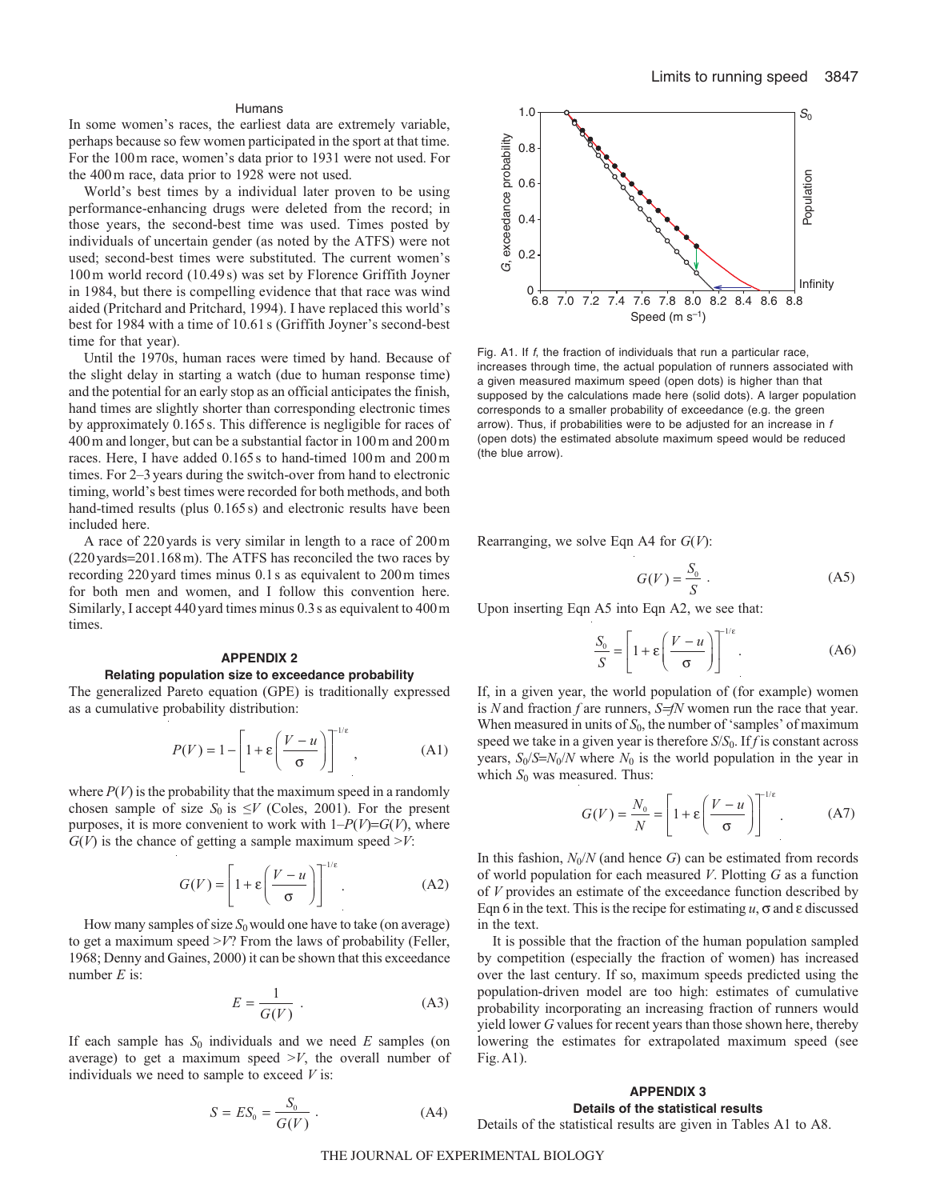### Humans

In some women's races, the earliest data are extremely variable, perhaps because so few women participated in the sport at that time. For the 100 m race, women's data prior to 1931 were not used. For the 400 m race, data prior to 1928 were not used.

World's best times by a individual later proven to be using performance-enhancing drugs were deleted from the record; in those years, the second-best time was used. Times posted by individuals of uncertain gender (as noted by the ATFS) were not used; second-best times were substituted. The current women's 100 m world record (10.49 s) was set by Florence Griffith Joyner in 1984, but there is compelling evidence that that race was wind aided (Pritchard and Pritchard, 1994). I have replaced this world's best for 1984 with a time of 10.61 s (Griffith Joyner's second-best time for that year).

Until the 1970s, human races were timed by hand. Because of the slight delay in starting a watch (due to human response time) and the potential for an early stop as an official anticipates the finish, hand times are slightly shorter than corresponding electronic times by approximately 0.165 s. This difference is negligible for races of 400 m and longer, but can be a substantial factor in 100 m and 200 m races. Here, I have added 0.165 s to hand-timed 100 m and 200 m times. For 2–3 years during the switch-over from hand to electronic timing, world's best times were recorded for both methods, and both hand-timed results (plus 0.165 s) and electronic results have been included here.

A race of 220 yards is very similar in length to a race of 200 m (220 yards=201.168 m). The ATFS has reconciled the two races by recording 220 yard times minus 0.1 s as equivalent to 200 m times for both men and women, and I follow this convention here. Similarly, I accept 440 yard times minus 0.3 s as equivalent to 400 m times.

## APPENDIX 2

### Relating population size to exceedance probability

The generalized Pareto equation (GPE) is traditionally expressed as a cumulative probability distribution:

$$P(V) = 1 - \left[1 + \varepsilon\left(\frac{V-u}{\sigma}\right)\right]^{-1/\varepsilon}, \tag{A1}$$

where $P(V)$ is the probability that the maximum speed in a randomly chosen sample of size $S_0$ is $\leq V$ (Coles, 2001). For the present purposes, it is more convenient to work with $1-P(V)=G(V)$, where $G(V)$ is the chance of getting a sample maximum speed $>V$:

$$G(V) = \left[1 + \varepsilon\left(\frac{V-u}{\sigma}\right)\right]^{-1/\varepsilon}. \tag{A2}$$

How many samples of size $S_0$ would one have to take (on average) to get a maximum speed $>V$? From the laws of probability (Feller, 1968; Denny and Gaines, 2000) it can be shown that this exceedance number $E$ is:

$$E = \frac{1}{G(V)}. \tag{A3}$$

If each sample has $S_0$ individuals and we need $E$ samples (on average) to get a maximum speed $>V$, the overall number of individuals we need to sample to exceed $V$ is:

$$S = ES_0 = \frac{S_0}{G(V)}. \tag{A4}$$

Fig. A1. If $f$, the fraction of individuals that run a particular race, increases through time, the actual population of runners associated with a given measured maximum speed (open dots) is higher than that supposed by the calculations made here (solid dots). A larger population corresponds to a smaller probability of exceedance (e.g. the green arrow). Thus, if probabilities were to be adjusted for an increase in $f$ (open dots) the estimated absolute maximum speed would be reduced (the blue arrow).

Rearranging, we solve Eqn A4 for $G(V)$:

$$G(V) = \frac{S_0}{S}. \tag{A5}$$

Upon inserting Eqn A5 into Eqn A2, we see that:

$$\frac{S_0}{S} = \left[1 + \varepsilon\left(\frac{V-u}{\sigma}\right)\right]^{-1/\varepsilon}. \tag{A6}$$

If, in a given year, the world population of (for example) women is $N$ and fraction $f$ are runners, $S=fN$ women run the race that year. When measured in units of $S_0$, the number of 'samples' of maximum speed we take in a given year is therefore $S/S_0$. If $f$ is constant across years, $S_0/S=N_0/N$ where $N_0$ is the world population in the year in which $S_0$ was measured. Thus:

$$G(V) = \frac{N_0}{N} = \left[1 + \varepsilon\left(\frac{V-u}{\sigma}\right)\right]^{-1/\varepsilon}. \tag{A7}$$

In this fashion, $N_0/N$ (and hence $G$) can be estimated from records of world population for each measured $V$. Plotting $G$ as a function of $V$ provides an estimate of the exceedance function described by Eqn 6 in the text. This is the recipe for estimating $u$, $\sigma$ and $\varepsilon$ discussed in the text.

It is possible that the fraction of the human population sampled by competition (especially the fraction of women) has increased over the last century. If so, maximum speeds predicted using the population-driven model are too high: estimates of cumulative probability incorporating an increasing fraction of runners would yield lower $G$ values for recent years than those shown here, thereby lowering the estimates for extrapolated maximum speed (see Fig. A1).

## APPENDIX 3

### Details of the statistical results

Details of the statistical results are given in Tables A1 to A8.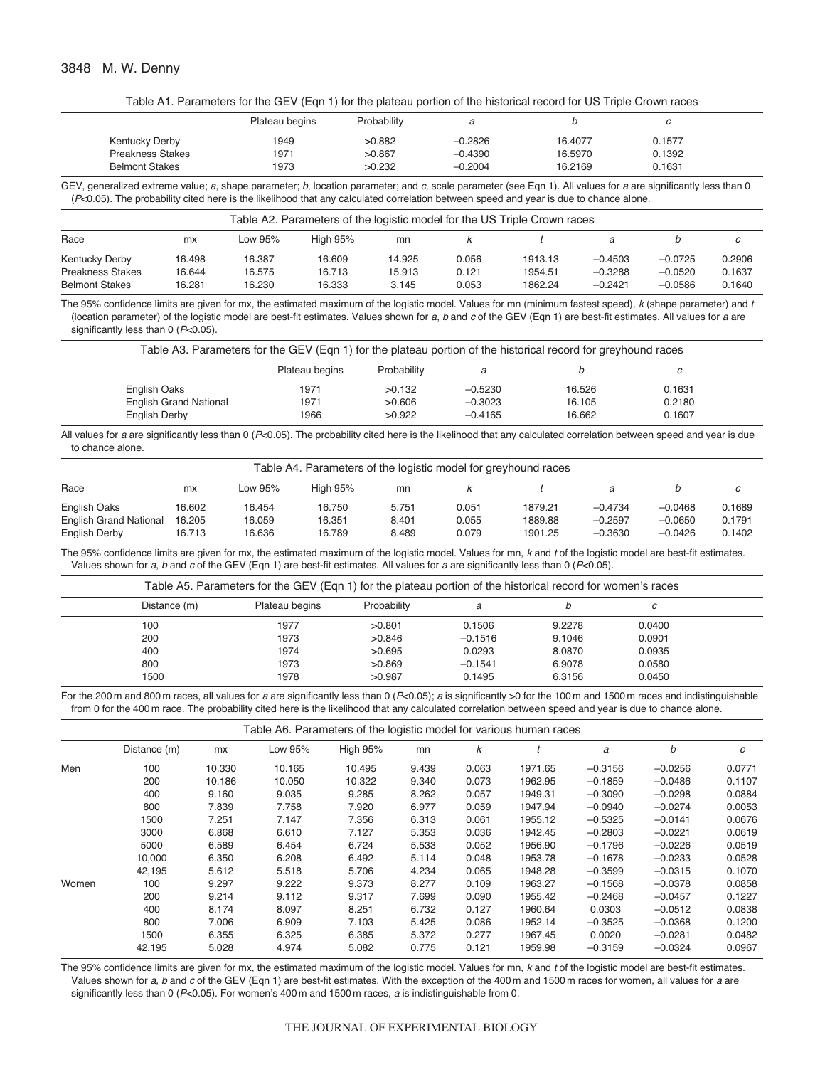Table A1. Parameters for the GEV (Eqn 1) for the plateau portion of the historical record for US Triple Crown races

| | Plateau begins | Probability | *a* | *b* | *c* |
|---|---|---|---|---|---|
| Kentucky Derby | 1949 | >0.882 | −0.2826 | 16.4077 | 0.1577 |
| Preakness Stakes | 1971 | >0.867 | −0.4390 | 16.5970 | 0.1392 |
| Belmont Stakes | 1973 | >0.232 | −0.2004 | 16.2169 | 0.1631 |

GEV, generalized extreme value; *a*, shape parameter; *b*, location parameter; and *c*, scale parameter (see Eqn 1). All values for *a* are significantly less than 0 ($P<0.05$). The probability cited here is the likelihood that any calculated correlation between speed and year is due to chance alone.

Table A2. Parameters of the logistic model for the US Triple Crown races

| Race | mx | Low 95% | High 95% | mn | *k* | *t* | *a* | *b* | *c* |
|---|---|---|---|---|---|---|---|---|---|
| Kentucky Derby | 16.498 | 16.387 | 16.609 | 14.925 | 0.056 | 1913.13 | −0.4503 | −0.0725 | 0.2906 |
| Preakness Stakes | 16.644 | 16.575 | 16.713 | 15.913 | 0.121 | 1954.51 | −0.3288 | −0.0520 | 0.1637 |
| Belmont Stakes | 16.281 | 16.230 | 16.333 | 3.145 | 0.053 | 1862.24 | −0.2421 | −0.0586 | 0.1640 |

The 95% confidence limits are given for mx, the estimated maximum of the logistic model. Values for mn (minimum fastest speed), *k* (shape parameter) and *t* (location parameter) of the logistic model are best-fit estimates. Values shown for *a*, *b* and *c* of the GEV (Eqn 1) are best-fit estimates. All values for *a* are significantly less than 0 ($P<0.05$).

Table A3. Parameters for the GEV (Eqn 1) for the plateau portion of the historical record for greyhound races

| | Plateau begins | Probability | *a* | *b* | *c* |
|---|---|---|---|---|---|
| English Oaks | 1971 | >0.132 | −0.5230 | 16.526 | 0.1631 |
| English Grand National | 1971 | >0.606 | −0.3023 | 16.105 | 0.2180 |
| English Derby | 1966 | >0.922 | −0.4165 | 16.662 | 0.1607 |

All values for *a* are significantly less than 0 ($P<0.05$). The probability cited here is the likelihood that any calculated correlation between speed and year is due to chance alone.

Table A4. Parameters of the logistic model for greyhound races

| Race | mx | Low 95% | High 95% | mn | *k* | *t* | *a* | *b* | *c* |
|---|---|---|---|---|---|---|---|---|---|
| English Oaks | 16.602 | 16.454 | 16.750 | 5.751 | 0.051 | 1879.21 | −0.4734 | −0.0468 | 0.1689 |
| English Grand National | 16.205 | 16.059 | 16.351 | 8.401 | 0.055 | 1889.88 | −0.2597 | −0.0650 | 0.1791 |
| English Derby | 16.713 | 16.636 | 16.789 | 8.489 | 0.079 | 1901.25 | −0.3630 | −0.0426 | 0.1402 |

The 95% confidence limits are given for mx, the estimated maximum of the logistic model. Values for mn, *k* and *t* of the logistic model are best-fit estimates. Values shown for *a*, *b* and *c* of the GEV (Eqn 1) are best-fit estimates. All values for *a* are significantly less than 0 ($P<0.05$).

Table A5. Parameters for the GEV (Eqn 1) for the plateau portion of the historical record for women's races

| Distance (m) | Plateau begins | Probability | *a* | *b* | *c* |
|---|---|---|---|---|---|
| 100 | 1977 | >0.801 | 0.1506 | 9.2278 | 0.0400 |
| 200 | 1973 | >0.846 | −0.1516 | 9.1046 | 0.0901 |
| 400 | 1974 | >0.695 | 0.0293 | 8.0870 | 0.0935 |
| 800 | 1973 | >0.869 | −0.1541 | 6.9078 | 0.0580 |
| 1500 | 1978 | >0.987 | 0.1495 | 6.3156 | 0.0450 |

For the 200 m and 800 m races, all values for *a* are significantly less than 0 ($P<0.05$); *a* is significantly >0 for the 100 m and 1500 m races and indistinguishable from 0 for the 400 m race. The probability cited here is the likelihood that any calculated correlation between speed and year is due to chance alone.

Table A6. Parameters of the logistic model for various human races

| | Distance (m) | mx | Low 95% | High 95% | mn | *k* | *t* | *a* | *b* | *c* |
|---|---|---|---|---|---|---|---|---|---|---|
| Men | 100 | 10.330 | 10.165 | 10.495 | 9.439 | 0.063 | 1971.65 | −0.3156 | −0.0256 | 0.0771 |
| | 200 | 10.186 | 10.050 | 10.322 | 9.340 | 0.073 | 1962.95 | −0.1859 | −0.0486 | 0.1107 |
| | 400 | 9.160 | 9.035 | 9.285 | 8.262 | 0.057 | 1949.31 | −0.3090 | −0.0298 | 0.0884 |
| | 800 | 7.839 | 7.758 | 7.920 | 6.977 | 0.059 | 1947.94 | −0.0940 | −0.0274 | 0.0053 |
| | 1500 | 7.251 | 7.147 | 7.356 | 6.313 | 0.061 | 1955.12 | −0.5325 | −0.0141 | 0.0676 |
| | 3000 | 6.868 | 6.610 | 7.127 | 5.353 | 0.036 | 1942.45 | −0.2803 | −0.0221 | 0.0619 |
| | 5000 | 6.589 | 6.454 | 6.724 | 5.533 | 0.052 | 1956.90 | −0.1796 | −0.0226 | 0.0519 |
| | 10,000 | 6.350 | 6.208 | 6.492 | 5.114 | 0.048 | 1953.78 | −0.1678 | −0.0233 | 0.0528 |
| | 42,195 | 5.612 | 5.518 | 5.706 | 4.234 | 0.065 | 1948.28 | −0.3599 | −0.0315 | 0.1070 |
| Women | 100 | 9.297 | 9.222 | 9.373 | 8.277 | 0.109 | 1963.27 | −0.1568 | −0.0378 | 0.0858 |
| | 200 | 9.214 | 9.112 | 9.317 | 7.699 | 0.090 | 1955.42 | −0.2468 | −0.0457 | 0.1227 |
| | 400 | 8.174 | 8.097 | 8.251 | 6.732 | 0.127 | 1960.64 | 0.0303 | −0.0512 | 0.0838 |
| | 800 | 7.006 | 6.909 | 7.103 | 5.425 | 0.086 | 1952.14 | −0.3525 | −0.0368 | 0.1200 |
| | 1500 | 6.355 | 6.325 | 6.385 | 5.372 | 0.277 | 1967.45 | 0.0020 | −0.0281 | 0.0482 |
| | 42,195 | 5.028 | 4.974 | 5.082 | 0.775 | 0.121 | 1959.98 | −0.3159 | −0.0324 | 0.0967 |

The 95% confidence limits are given for mx, the estimated maximum of the logistic model. Values for mn, *k* and *t* of the logistic model are best-fit estimates. Values shown for *a*, *b* and *c* of the GEV (Eqn 1) are best-fit estimates. With the exception of the 400 m and 1500 m races for women, all values for *a* are significantly less than 0 ($P<0.05$). For women's 400 m and 1500 m races, *a* is indistinguishable from 0.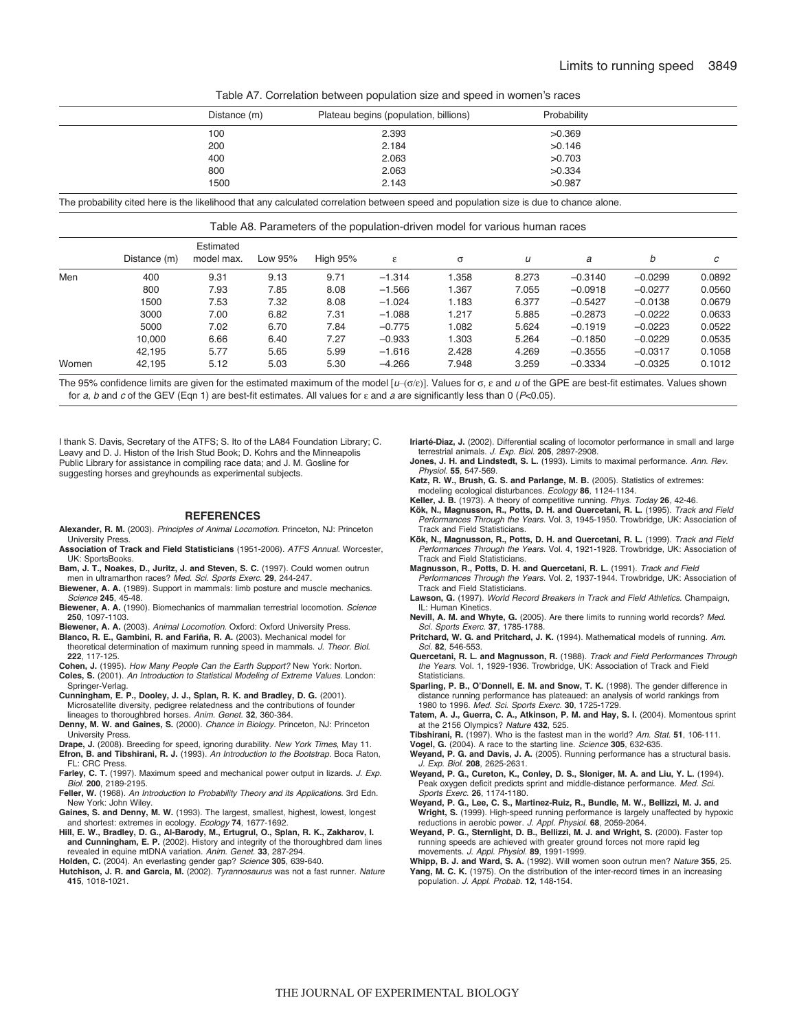Table A7. Correlation between population size and speed in women's races

| Distance (m) | Plateau begins (population, billions) | Probability |
|---|---|---|
| 100 | 2.393 | >0.369 |
| 200 | 2.184 | >0.146 |
| 400 | 2.063 | >0.703 |
| 800 | 2.063 | >0.334 |
| 1500 | 2.143 | >0.987 |

The probability cited here is the likelihood that any calculated correlation between speed and population size is due to chance alone.

Table A8. Parameters of the population-driven model for various human races

| | Distance (m) | Estimated model max. | Low 95% | High 95% | $\varepsilon$ | $\sigma$ | $u$ | $a$ | $b$ | $c$ |
|---|---|---|---|---|---|---|---|---|---|---|
| Men | 400 | 9.31 | 9.13 | 9.71 | –1.314 | 1.358 | 8.273 | –0.3140 | –0.0299 | 0.0892 |
| | 800 | 7.93 | 7.85 | 8.08 | –1.566 | 1.367 | 7.055 | –0.0918 | –0.0277 | 0.0560 |
| | 1500 | 7.53 | 7.32 | 8.08 | –1.024 | 1.183 | 6.377 | –0.5427 | –0.0138 | 0.0679 |
| | 3000 | 7.00 | 6.82 | 7.31 | –1.088 | 1.217 | 5.885 | –0.2873 | –0.0222 | 0.0633 |
| | 5000 | 7.02 | 6.70 | 7.84 | –0.775 | 1.082 | 5.624 | –0.1919 | –0.0223 | 0.0522 |
| | 10,000 | 6.66 | 6.40 | 7.27 | –0.933 | 1.303 | 5.264 | –0.1850 | –0.0229 | 0.0535 |
| | 42,195 | 5.77 | 5.65 | 5.99 | –1.616 | 2.428 | 4.269 | –0.3555 | –0.0317 | 0.1058 |
| Women | 42,195 | 5.12 | 5.03 | 5.30 | –4.266 | 7.948 | 3.259 | –0.3334 | –0.0325 | 0.1012 |

The 95% confidence limits are given for the estimated maximum of the model [$u$–($\sigma$/$\varepsilon$)]. Values for $\sigma$, $\varepsilon$ and $u$ of the GPE are best-fit estimates. Values shown for $a$, $b$ and $c$ of the GEV (Eqn 1) are best-fit estimates. All values for $\varepsilon$ and $a$ are significantly less than 0 ($P$<0.05).

I thank S. Davis, Secretary of the ATFS; S. Ito of the LA84 Foundation Library; C. Leavy and D. J. Histon of the Irish Stud Book; D. Kohrs and the Minneapolis Public Library for assistance in compiling race data; and J. M. Gosline for suggesting horses and greyhounds as experimental subjects.

## REFERENCES

**Alexander, R. M.** (2003). *Principles of Animal Locomotion*. Princeton, NJ: Princeton University Press.

**Association of Track and Field Statisticians** (1951-2006). *ATFS Annual*. Worcester, UK: SportsBooks.

**Bam, J. T., Noakes, D., Juritz, J. and Steven, S. C.** (1997). Could women outrun men in ultramarthon races? *Med. Sci. Sports Exerc.* **29**, 244-247.

**Biewener, A. A.** (1989). Support in mammals: limb posture and muscle mechanics. *Science* **245**, 45-48.

**Biewener, A. A.** (1990). Biomechanics of mammalian terrestrial locomotion. *Science* **250**, 1097-1103.

**Biewener, A. A.** (2003). *Animal Locomotion*. Oxford: Oxford University Press.

**Blanco, R. E., Gambini, R. and Fariña, R. A.** (2003). Mechanical model for theoretical determination of maximum running speed in mammals. *J. Theor. Biol.* **222**, 117-125.

**Cohen, J.** (1995). *How Many People Can the Earth Support?* New York: Norton.

**Coles, S.** (2001). *An Introduction to Statistical Modeling of Extreme Values*. London: Springer-Verlag.

**Cunningham, E. P., Dooley, J. J., Splan, R. K. and Bradley, D. G.** (2001). Microsatellite diversity, pedigree relatedness and the contributions of founder lineages to thoroughbred horses. *Anim. Genet.* **32**, 360-364.

**Denny, M. W. and Gaines, S.** (2000). *Chance in Biology*. Princeton, NJ: Princeton University Press.

**Drape, J.** (2008). Breeding for speed, ignoring durability. *New York Times*, May 11.

**Efron, B. and Tibshirani, R. J.** (1993). *An Introduction to the Bootstrap*. Boca Raton, FL: CRC Press.

**Farley, C. T.** (1997). Maximum speed and mechanical power output in lizards. *J. Exp. Biol.* **200**, 2189-2195.

**Feller, W.** (1968). *An Introduction to Probability Theory and its Applications*. 3rd Edn. New York: John Wiley.

**Gaines, S. and Denny, M. W.** (1993). The largest, smallest, highest, lowest, longest and shortest: extremes in ecology. *Ecology* **74**, 1677-1692.

**Hill, E. W., Bradley, D. G., Al-Barody, M., Ertugrul, O., Splan, R. K., Zakharov, I. and Cunningham, E. P.** (2002). History and integrity of the thoroughbred dam lines revealed in equine mtDNA variation. *Anim. Genet.* **33**, 287-294.

**Holden, C.** (2004). An everlasting gender gap? *Science* **305**, 639-640.

**Hutchison, J. R. and Garcia, M.** (2002). *Tyrannosaurus* was not a fast runner. *Nature* **415**, 1018-1021.

**Iriarté-Diaz, J.** (2002). Differential scaling of locomotor performance in small and large terrestrial animals. *J. Exp. Biol.* **205**, 2897-2908.

**Jones, J. H. and Lindstedt, S. L.** (1993). Limits to maximal performance. *Ann. Rev. Physiol.* **55**, 547-569.

**Katz, R. W., Brush, G. S. and Parlange, M. B.** (2005). Statistics of extremes: modeling ecological disturbances. *Ecology* **86**, 1124-1134.

**Keller, J. B.** (1973). A theory of competitive running. *Phys. Today* **26**, 42-46.

**Kök, N., Magnusson, R., Potts, D. H. and Quercetani, R. L.** (1995). *Track and Field Performances Through the Years*. Vol. 3, 1945-1950. Trowbridge, UK: Association of Track and Field Statisticians.

**Kök, N., Magnusson, R., Potts, D. H. and Quercetani, R. L.** (1999). *Track and Field Performances Through the Years*. Vol. 4, 1921-1928. Trowbridge, UK: Association of Track and Field Statisticians.

**Magnusson, R., Potts, D. H. and Quercetani, R. L.** (1991). *Track and Field Performances Through the Years*. Vol. 2, 1937-1944. Trowbridge, UK: Association of Track and Field Statisticians.

**Lawson, G.** (1997). *World Record Breakers in Track and Field Athletics*. Champaign, IL: Human Kinetics.

**Nevill, A. M. and Whyte, G.** (2005). Are there limits to running world records? *Med. Sci. Sports Exerc.* **37**, 1785-1788.

**Pritchard, W. G. and Pritchard, J. K.** (1994). Mathematical models of running. *Am. Sci.* **82**, 546-553.

**Quercetani, R. L. and Magnusson, R.** (1988). *Track and Field Performances Through the Years*. Vol. 1, 1929-1936. Trowbridge, UK: Association of Track and Field Statisticians.

**Sparling, P. B., O'Donnell, E. M. and Snow, T. K.** (1998). The gender difference in distance running performance has plateaued: an analysis of world rankings from 1980 to 1996. *Med. Sci. Sports Exerc.* **30**, 1725-1729.

**Tatem, A. J., Guerra, C. A., Atkinson, P. M. and Hay, S. I.** (2004). Momentous sprint at the 2156 Olympics? *Nature* **432**, 525.

**Tibshirani, R.** (1997). Who is the fastest man in the world? *Am. Stat.* **51**, 106-111.

**Vogel, G.** (2004). A race to the starting line. *Science* **305**, 632-635.

**Weyand, P. G. and Davis, J. A.** (2005). Running performance has a structural basis. *J. Exp. Biol.* **208**, 2625-2631.

**Weyand, P. G., Cureton, K. J., Conley, D. S., Sloniger, M. A. and Liu, Y. L.** (1994). Peak oxygen deficit predicts sprint and middle-distance performance. *Med. Sci. Sports Exerc.* **26**, 1174-1180.

**Weyand, P. G., Lee, C. S., Martinez-Ruiz, R., Bundle, M. W., Bellizzi, M. J. and Wright, S.** (1999). High-speed running performance is largely unaffected by hypoxic reductions in aerobic power. *J. Appl. Physiol.* **68**, 2059-2064.

**Weyand, P. G., Sternlight, D. B., Bellizzi, M. J. and Wright, S.** (2000). Faster top running speeds are achieved with greater ground forces not more rapid leg movements. *J. Appl. Physiol.* **89**, 1991-1999.

**Whipp, B. J. and Ward, S. A.** (1992). Will women soon outrun men? *Nature* **355**, 25.

**Yang, M. C. K.** (1975). On the distribution of the inter-record times in an increasing population. *J. Appl. Probab.* **12**, 148-154.